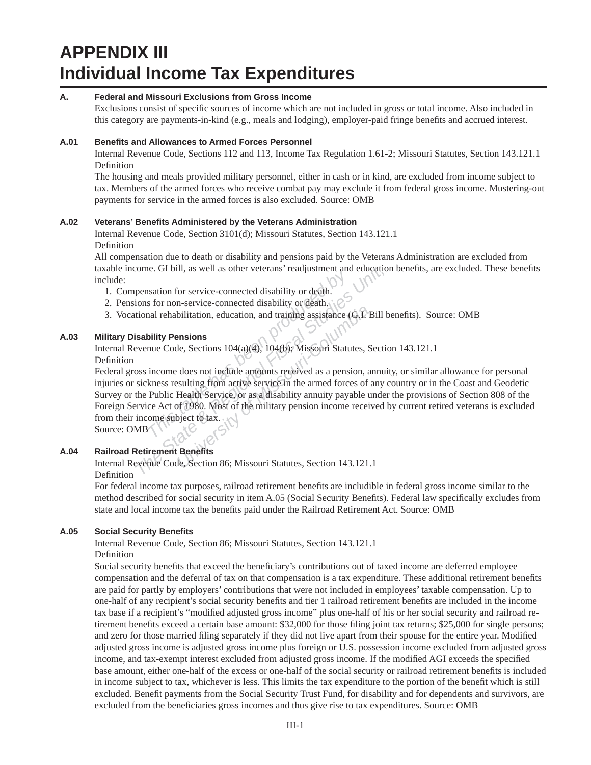# APPENDIX III
# Individual Income Tax Expenditures

## A. Federal and Missouri Exclusions from Gross Income

Exclusions consist of specific sources of income which are not included in gross or total income. Also included in this category are payments-in-kind (e.g., meals and lodging), employer-paid fringe benefits and accrued interest.

### A.01 Benefits and Allowances to Armed Forces Personnel

Internal Revenue Code, Sections 112 and 113, Income Tax Regulation 1.61-2; Missouri Statutes, Section 143.121.1

Definition

The housing and meals provided military personnel, either in cash or in kind, are excluded from income subject to tax. Members of the armed forces who receive combat pay may exclude it from federal gross income. Mustering-out payments for service in the armed forces is also excluded. Source: OMB

### A.02 Veterans' Benefits Administered by the Veterans Administration

Internal Revenue Code, Section 3101(d); Missouri Statutes, Section 143.121.1

Definition

All compensation due to death or disability and pensions paid by the Veterans Administration are excluded from taxable income. GI bill, as well as other veterans' readjustment and education benefits, are excluded. These benefits include:

1. Compensation for service-connected disability or death.
2. Pensions for non-service-connected disability or death.
3. Vocational rehabilitation, education, and training assistance (G.I. Bill benefits). Source: OMB

### A.03 Military Disability Pensions

Internal Revenue Code, Sections 104(a)(4), 104(b); Missouri Statutes, Section 143.121.1

Definition

Federal gross income does not include amounts received as a pension, annuity, or similar allowance for personal injuries or sickness resulting from active service in the armed forces of any country or in the Coast and Geodetic Survey or the Public Health Service, or as a disability annuity payable under the provisions of Section 808 of the Foreign Service Act of 1980. Most of the military pension income received by current retired veterans is excluded from their income subject to tax.

Source: OMB

### A.04 Railroad Retirement Benefits

Internal Revenue Code, Section 86; Missouri Statutes, Section 143.121.1

Definition

For federal income tax purposes, railroad retirement benefits are includible in federal gross income similar to the method described for social security in item A.05 (Social Security Benefits). Federal law specifically excludes from state and local income tax the benefits paid under the Railroad Retirement Act. Source: OMB

### A.05 Social Security Benefits

Internal Revenue Code, Section 86; Missouri Statutes, Section 143.121.1

Definition

Social security benefits that exceed the beneficiary's contributions out of taxed income are deferred employee compensation and the deferral of tax on that compensation is a tax expenditure. These additional retirement benefits are paid for partly by employers' contributions that were not included in employees' taxable compensation. Up to one-half of any recipient's social security benefits and tier 1 railroad retirement benefits are included in the income tax base if a recipient's "modified adjusted gross income" plus one-half of his or her social security and railroad retirement benefits exceed a certain base amount: $32,000 for those filing joint tax returns; $25,000 for single persons; and zero for those married filing separately if they did not live apart from their spouse for the entire year. Modified adjusted gross income is adjusted gross income plus foreign or U.S. possession income excluded from adjusted gross income, and tax-exempt interest excluded from adjusted gross income. If the modified AGI exceeds the specified base amount, either one-half of the excess or one-half of the social security or railroad retirement benefits is included in income subject to tax, whichever is less. This limits the tax expenditure to the portion of the benefit which is still excluded. Benefit payments from the Social Security Trust Fund, for disability and for dependents and survivors, are excluded from the beneficiaries gross incomes and thus give rise to tax expenditures. Source: OMB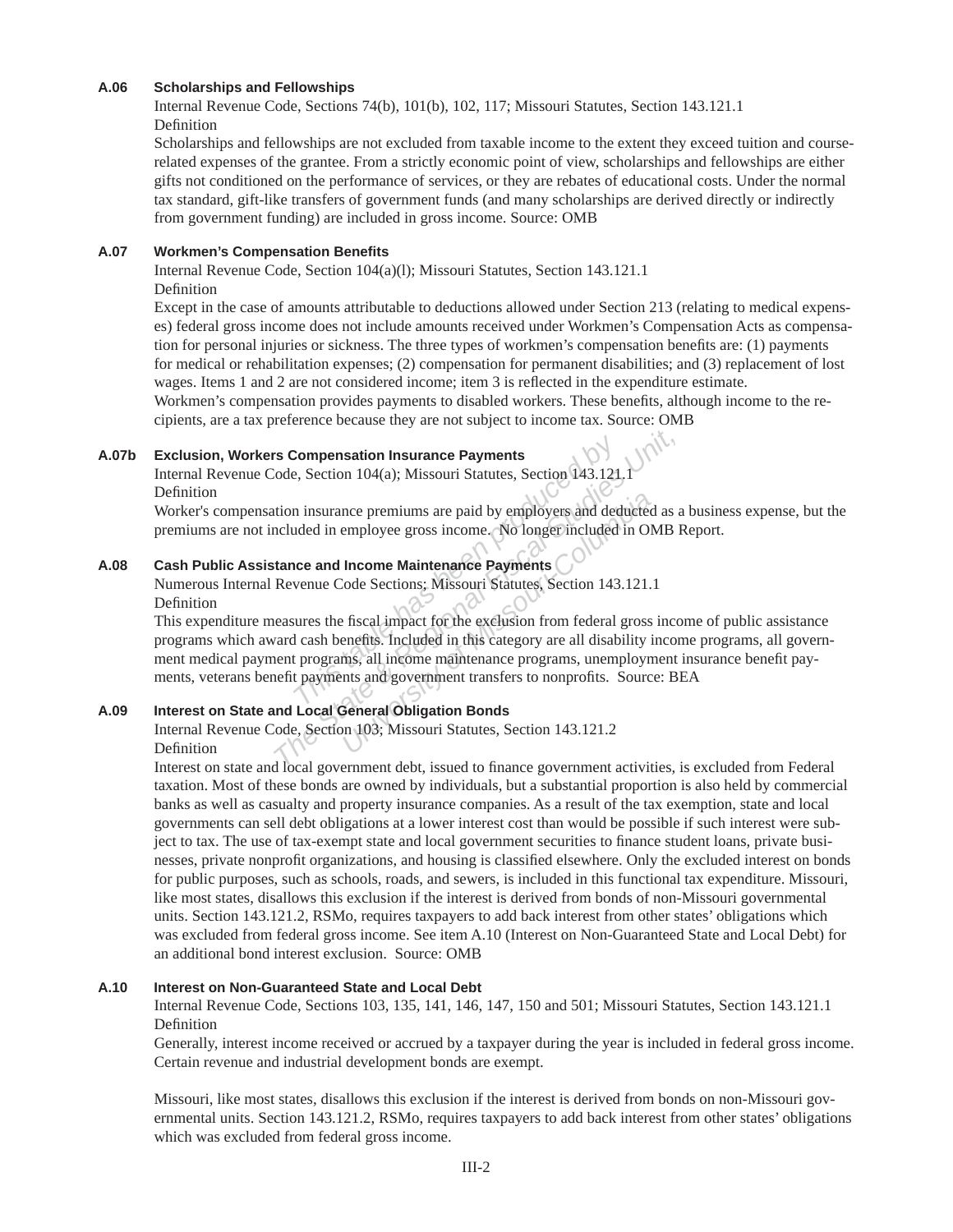### A.06 Scholarships and Fellowships

Internal Revenue Code, Sections 74(b), 101(b), 102, 117; Missouri Statutes, Section 143.121.1

Definition

Scholarships and fellowships are not excluded from taxable income to the extent they exceed tuition and course-related expenses of the grantee. From a strictly economic point of view, scholarships and fellowships are either gifts not conditioned on the performance of services, or they are rebates of educational costs. Under the normal tax standard, gift-like transfers of government funds (and many scholarships are derived directly or indirectly from government funding) are included in gross income. Source: OMB

### A.07 Workmen's Compensation Benefits

Internal Revenue Code, Section 104(a)(l); Missouri Statutes, Section 143.121.1

Definition

Except in the case of amounts attributable to deductions allowed under Section 213 (relating to medical expenses) federal gross income does not include amounts received under Workmen's Compensation Acts as compensation for personal injuries or sickness. The three types of workmen's compensation benefits are: (1) payments for medical or rehabilitation expenses; (2) compensation for permanent disabilities; and (3) replacement of lost wages. Items 1 and 2 are not considered income; item 3 is reflected in the expenditure estimate.

Workmen's compensation provides payments to disabled workers. These benefits, although income to the recipients, are a tax preference because they are not subject to income tax. Source: OMB

### A.07b Exclusion, Workers Compensation Insurance Payments

Internal Revenue Code, Section 104(a); Missouri Statutes, Section 143.121.1

Definition

Worker's compensation insurance premiums are paid by employers and deducted as a business expense, but the premiums are not included in employee gross income. No longer included in OMB Report.

### A.08 Cash Public Assistance and Income Maintenance Payments

Numerous Internal Revenue Code Sections; Missouri Statutes, Section 143.121.1

Definition

This expenditure measures the fiscal impact for the exclusion from federal gross income of public assistance programs which award cash benefits. Included in this category are all disability income programs, all government medical payment programs, all income maintenance programs, unemployment insurance benefit payments, veterans benefit payments and government transfers to nonprofits. Source: BEA

### A.09 Interest on State and Local General Obligation Bonds

Internal Revenue Code, Section 103; Missouri Statutes, Section 143.121.2

Definition

Interest on state and local government debt, issued to finance government activities, is excluded from Federal taxation. Most of these bonds are owned by individuals, but a substantial proportion is also held by commercial banks as well as casualty and property insurance companies. As a result of the tax exemption, state and local governments can sell debt obligations at a lower interest cost than would be possible if such interest were subject to tax. The use of tax-exempt state and local government securities to finance student loans, private businesses, private nonprofit organizations, and housing is classified elsewhere. Only the excluded interest on bonds for public purposes, such as schools, roads, and sewers, is included in this functional tax expenditure. Missouri, like most states, disallows this exclusion if the interest is derived from bonds of non-Missouri governmental units. Section 143.121.2, RSMo, requires taxpayers to add back interest from other states' obligations which was excluded from federal gross income. See item A.10 (Interest on Non-Guaranteed State and Local Debt) for an additional bond interest exclusion. Source: OMB

### A.10 Interest on Non-Guaranteed State and Local Debt

Internal Revenue Code, Sections 103, 135, 141, 146, 147, 150 and 501; Missouri Statutes, Section 143.121.1

Definition

Generally, interest income received or accrued by a taxpayer during the year is included in federal gross income. Certain revenue and industrial development bonds are exempt.

Missouri, like most states, disallows this exclusion if the interest is derived from bonds on non-Missouri governmental units. Section 143.121.2, RSMo, requires taxpayers to add back interest from other states' obligations which was excluded from federal gross income.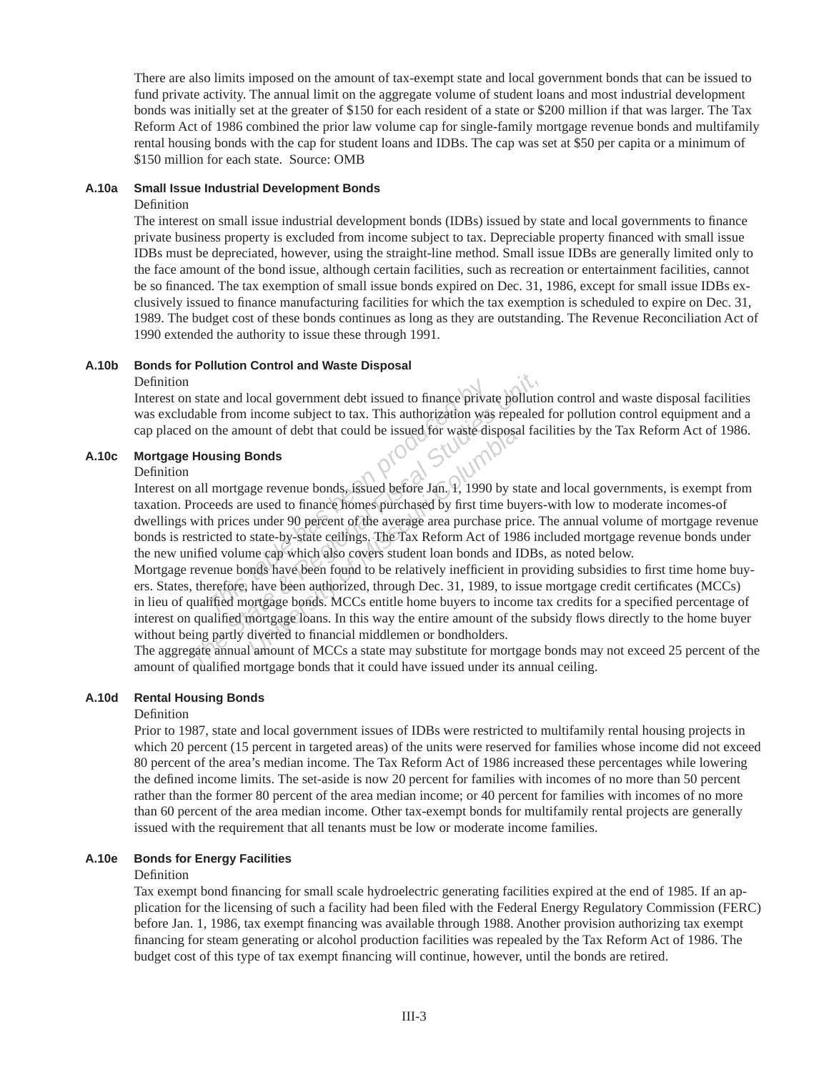There are also limits imposed on the amount of tax-exempt state and local government bonds that can be issued to fund private activity. The annual limit on the aggregate volume of student loans and most industrial development bonds was initially set at the greater of $150 for each resident of a state or $200 million if that was larger. The Tax Reform Act of 1986 combined the prior law volume cap for single-family mortgage revenue bonds and multifamily rental housing bonds with the cap for student loans and IDBs. The cap was set at $50 per capita or a minimum of $150 million for each state.  Source: OMB

### A.10a Small Issue Industrial Development Bonds

Definition

The interest on small issue industrial development bonds (IDBs) issued by state and local governments to finance private business property is excluded from income subject to tax. Depreciable property financed with small issue IDBs must be depreciated, however, using the straight-line method. Small issue IDBs are generally limited only to the face amount of the bond issue, although certain facilities, such as recreation or entertainment facilities, cannot be so financed. The tax exemption of small issue bonds expired on Dec. 31, 1986, except for small issue IDBs exclusively issued to finance manufacturing facilities for which the tax exemption is scheduled to expire on Dec. 31, 1989. The budget cost of these bonds continues as long as they are outstanding. The Revenue Reconciliation Act of 1990 extended the authority to issue these through 1991.

### A.10b Bonds for Pollution Control and Waste Disposal

Definition

Interest on state and local government debt issued to finance private pollution control and waste disposal facilities was excludable from income subject to tax. This authorization was repealed for pollution control equipment and a cap placed on the amount of debt that could be issued for waste disposal facilities by the Tax Reform Act of 1986.

### A.10c Mortgage Housing Bonds

Definition

Interest on all mortgage revenue bonds, issued before Jan. 1, 1990 by state and local governments, is exempt from taxation. Proceeds are used to finance homes purchased by first time buyers-with low to moderate incomes-of dwellings with prices under 90 percent of the average area purchase price. The annual volume of mortgage revenue bonds is restricted to state-by-state ceilings. The Tax Reform Act of 1986 included mortgage revenue bonds under the new unified volume cap which also covers student loan bonds and IDBs, as noted below.

Mortgage revenue bonds have been found to be relatively inefficient in providing subsidies to first time home buyers. States, therefore, have been authorized, through Dec. 31, 1989, to issue mortgage credit certificates (MCCs) in lieu of qualified mortgage bonds. MCCs entitle home buyers to income tax credits for a specified percentage of interest on qualified mortgage loans. In this way the entire amount of the subsidy flows directly to the home buyer without being partly diverted to financial middlemen or bondholders.

The aggregate annual amount of MCCs a state may substitute for mortgage bonds may not exceed 25 percent of the amount of qualified mortgage bonds that it could have issued under its annual ceiling.

### A.10d Rental Housing Bonds

Definition

Prior to 1987, state and local government issues of IDBs were restricted to multifamily rental housing projects in which 20 percent (15 percent in targeted areas) of the units were reserved for families whose income did not exceed 80 percent of the area's median income. The Tax Reform Act of 1986 increased these percentages while lowering the defined income limits. The set-aside is now 20 percent for families with incomes of no more than 50 percent rather than the former 80 percent of the area median income; or 40 percent for families with incomes of no more than 60 percent of the area median income. Other tax-exempt bonds for multifamily rental projects are generally issued with the requirement that all tenants must be low or moderate income families.

### A.10e Bonds for Energy Facilities

Definition

Tax exempt bond financing for small scale hydroelectric generating facilities expired at the end of 1985. If an application for the licensing of such a facility had been filed with the Federal Energy Regulatory Commission (FERC) before Jan. 1, 1986, tax exempt financing was available through 1988. Another provision authorizing tax exempt financing for steam generating or alcohol production facilities was repealed by the Tax Reform Act of 1986. The budget cost of this type of tax exempt financing will continue, however, until the bonds are retired.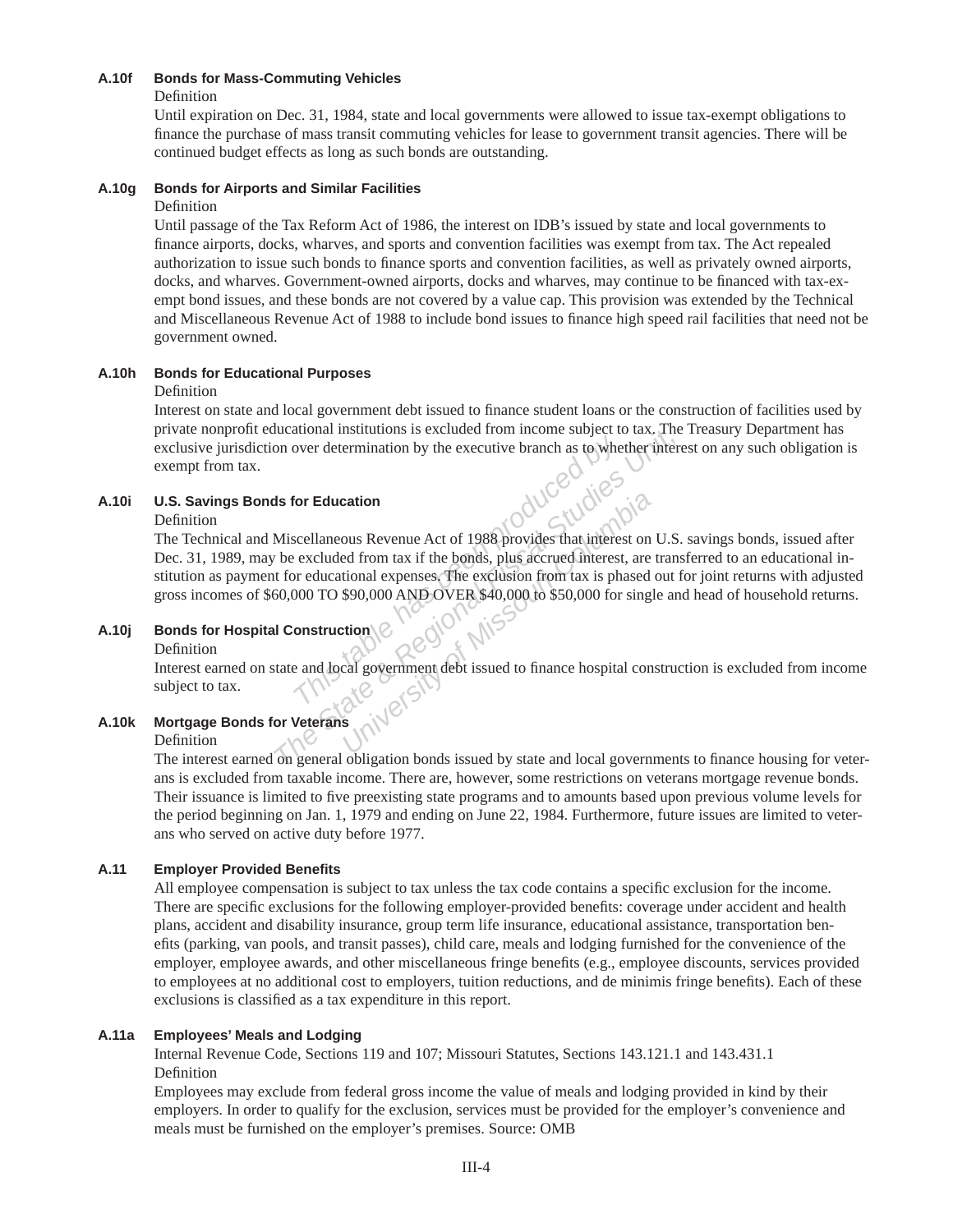**A.10f Bonds for Mass-Commuting Vehicles**

Definition

Until expiration on Dec. 31, 1984, state and local governments were allowed to issue tax-exempt obligations to finance the purchase of mass transit commuting vehicles for lease to government transit agencies. There will be continued budget effects as long as such bonds are outstanding.

**A.10g Bonds for Airports and Similar Facilities**

Definition

Until passage of the Tax Reform Act of 1986, the interest on IDB's issued by state and local governments to finance airports, docks, wharves, and sports and convention facilities was exempt from tax. The Act repealed authorization to issue such bonds to finance sports and convention facilities, as well as privately owned airports, docks, and wharves. Government-owned airports, docks and wharves, may continue to be financed with tax-exempt bond issues, and these bonds are not covered by a value cap. This provision was extended by the Technical and Miscellaneous Revenue Act of 1988 to include bond issues to finance high speed rail facilities that need not be government owned.

**A.10h Bonds for Educational Purposes**

Definition

Interest on state and local government debt issued to finance student loans or the construction of facilities used by private nonprofit educational institutions is excluded from income subject to tax. The Treasury Department has exclusive jurisdiction over determination by the executive branch as to whether interest on any such obligation is exempt from tax.

**A.10i U.S. Savings Bonds for Education**

Definition

The Technical and Miscellaneous Revenue Act of 1988 provides that interest on U.S. savings bonds, issued after Dec. 31, 1989, may be excluded from tax if the bonds, plus accrued interest, are transferred to an educational institution as payment for educational expenses. The exclusion from tax is phased out for joint returns with adjusted gross incomes of $60,000 TO $90,000 AND OVER $40,000 to $50,000 for single and head of household returns.

**A.10j Bonds for Hospital Construction**

Definition

Interest earned on state and local government debt issued to finance hospital construction is excluded from income subject to tax.

**A.10k Mortgage Bonds for Veterans**

Definition

The interest earned on general obligation bonds issued by state and local governments to finance housing for veterans is excluded from taxable income. There are, however, some restrictions on veterans mortgage revenue bonds. Their issuance is limited to five preexisting state programs and to amounts based upon previous volume levels for the period beginning on Jan. 1, 1979 and ending on June 22, 1984. Furthermore, future issues are limited to veterans who served on active duty before 1977.

**A.11 Employer Provided Benefits**

All employee compensation is subject to tax unless the tax code contains a specific exclusion for the income. There are specific exclusions for the following employer-provided benefits: coverage under accident and health plans, accident and disability insurance, group term life insurance, educational assistance, transportation benefits (parking, van pools, and transit passes), child care, meals and lodging furnished for the convenience of the employer, employee awards, and other miscellaneous fringe benefits (e.g., employee discounts, services provided to employees at no additional cost to employers, tuition reductions, and de minimis fringe benefits). Each of these exclusions is classified as a tax expenditure in this report.

**A.11a Employees' Meals and Lodging**

Internal Revenue Code, Sections 119 and 107; Missouri Statutes, Sections 143.121.1 and 143.431.1

Definition

Employees may exclude from federal gross income the value of meals and lodging provided in kind by their employers. In order to qualify for the exclusion, services must be provided for the employer's convenience and meals must be furnished on the employer's premises. Source: OMB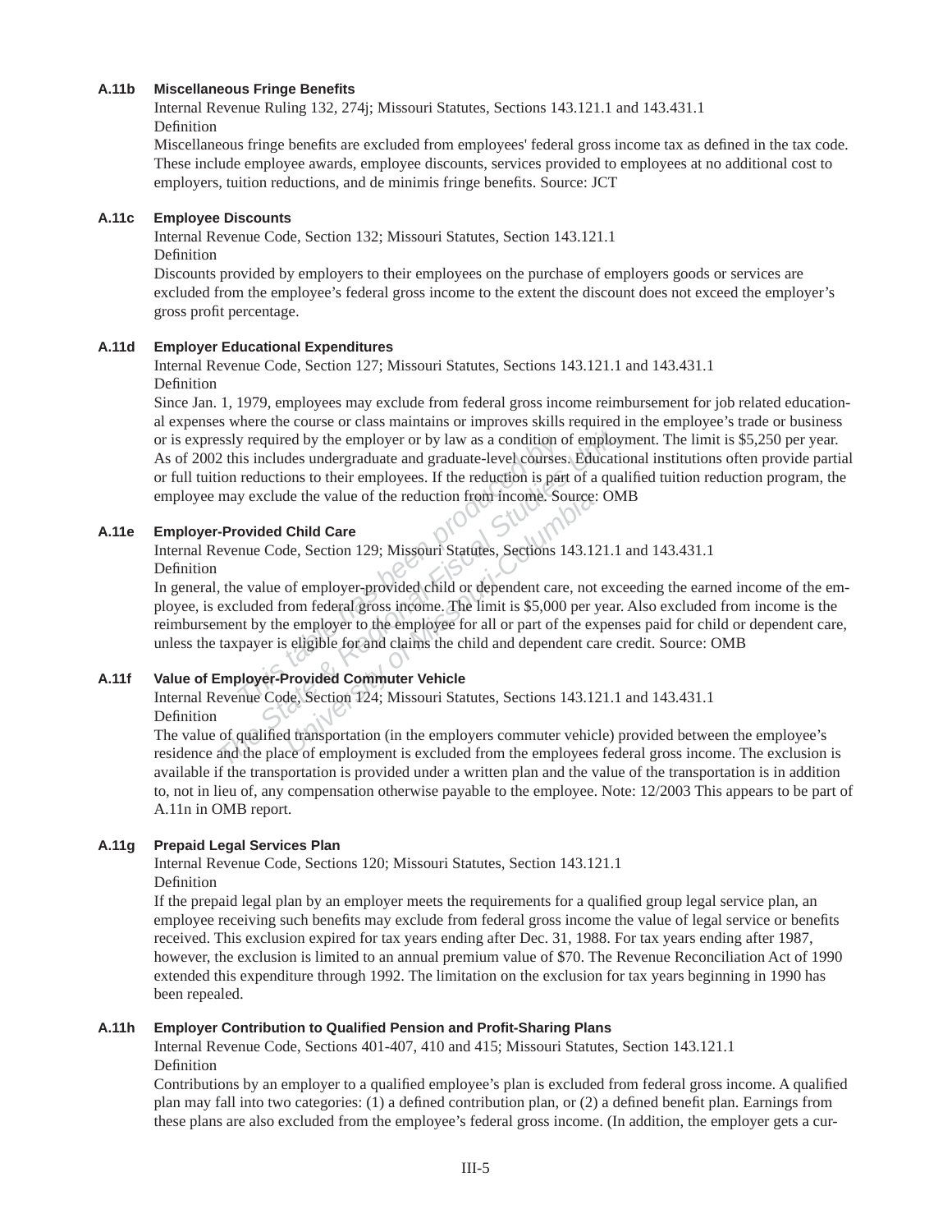**A.11b Miscellaneous Fringe Benefits**

Internal Revenue Ruling 132, 274j; Missouri Statutes, Sections 143.121.1 and 143.431.1

Definition

Miscellaneous fringe benefits are excluded from employees' federal gross income tax as defined in the tax code. These include employee awards, employee discounts, services provided to employees at no additional cost to employers, tuition reductions, and de minimis fringe benefits. Source: JCT

**A.11c Employee Discounts**

Internal Revenue Code, Section 132; Missouri Statutes, Section 143.121.1

Definition

Discounts provided by employers to their employees on the purchase of employers goods or services are excluded from the employee's federal gross income to the extent the discount does not exceed the employer's gross profit percentage.

**A.11d Employer Educational Expenditures**

Internal Revenue Code, Section 127; Missouri Statutes, Sections 143.121.1 and 143.431.1

Definition

Since Jan. 1, 1979, employees may exclude from federal gross income reimbursement for job related educational expenses where the course or class maintains or improves skills required in the employee's trade or business or is expressly required by the employer or by law as a condition of employment. The limit is $5,250 per year. As of 2002 this includes undergraduate and graduate-level courses. Educational institutions often provide partial or full tuition reductions to their employees. If the reduction is part of a qualified tuition reduction program, the employee may exclude the value of the reduction from income. Source: OMB

**A.11e Employer-Provided Child Care**

Internal Revenue Code, Section 129; Missouri Statutes, Sections 143.121.1 and 143.431.1

Definition

In general, the value of employer-provided child or dependent care, not exceeding the earned income of the employee, is excluded from federal gross income. The limit is $5,000 per year. Also excluded from income is the reimbursement by the employer to the employee for all or part of the expenses paid for child or dependent care, unless the taxpayer is eligible for and claims the child and dependent care credit. Source: OMB

**A.11f Value of Employer-Provided Commuter Vehicle**

Internal Revenue Code, Section 124; Missouri Statutes, Sections 143.121.1 and 143.431.1

Definition

The value of qualified transportation (in the employers commuter vehicle) provided between the employee's residence and the place of employment is excluded from the employees federal gross income. The exclusion is available if the transportation is provided under a written plan and the value of the transportation is in addition to, not in lieu of, any compensation otherwise payable to the employee. Note: 12/2003 This appears to be part of A.11n in OMB report.

**A.11g Prepaid Legal Services Plan**

Internal Revenue Code, Sections 120; Missouri Statutes, Section 143.121.1

Definition

If the prepaid legal plan by an employer meets the requirements for a qualified group legal service plan, an employee receiving such benefits may exclude from federal gross income the value of legal service or benefits received. This exclusion expired for tax years ending after Dec. 31, 1988. For tax years ending after 1987, however, the exclusion is limited to an annual premium value of $70. The Revenue Reconciliation Act of 1990 extended this expenditure through 1992. The limitation on the exclusion for tax years beginning in 1990 has been repealed.

**A.11h Employer Contribution to Qualified Pension and Profit-Sharing Plans**

Internal Revenue Code, Sections 401-407, 410 and 415; Missouri Statutes, Section 143.121.1

Definition

Contributions by an employer to a qualified employee's plan is excluded from federal gross income. A qualified plan may fall into two categories: (1) a defined contribution plan, or (2) a defined benefit plan. Earnings from these plans are also excluded from the employee's federal gross income. (In addition, the employer gets a cur-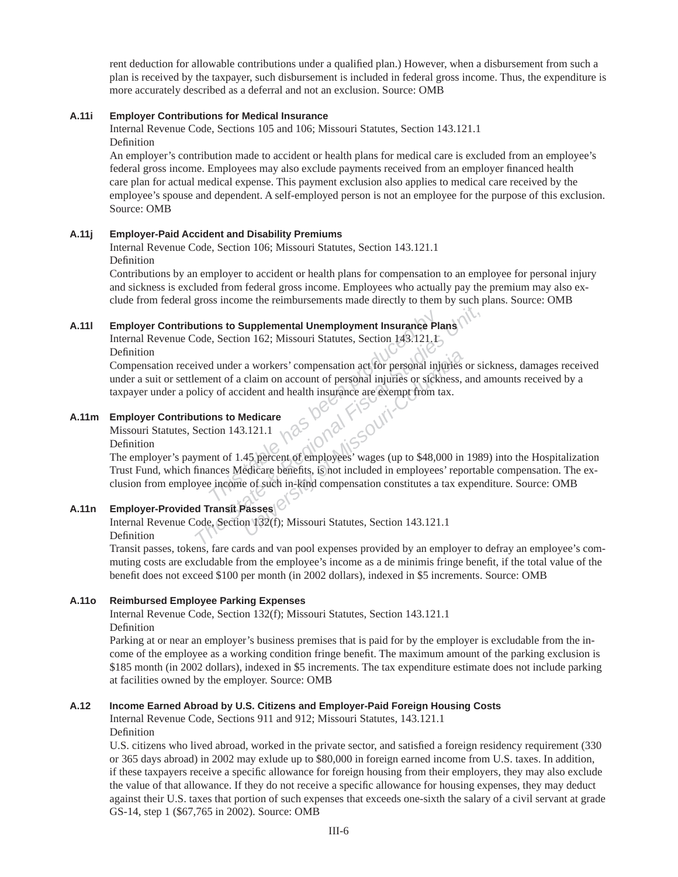rent deduction for allowable contributions under a qualified plan.) However, when a disbursement from such a plan is received by the taxpayer, such disbursement is included in federal gross income. Thus, the expenditure is more accurately described as a deferral and not an exclusion. Source: OMB

### A.11i Employer Contributions for Medical Insurance

Internal Revenue Code, Sections 105 and 106; Missouri Statutes, Section 143.121.1

Definition

An employer's contribution made to accident or health plans for medical care is excluded from an employee's federal gross income. Employees may also exclude payments received from an employer financed health care plan for actual medical expense. This payment exclusion also applies to medical care received by the employee's spouse and dependent. A self-employed person is not an employee for the purpose of this exclusion. Source: OMB

### A.11j Employer-Paid Accident and Disability Premiums

Internal Revenue Code, Section 106; Missouri Statutes, Section 143.121.1

Definition

Contributions by an employer to accident or health plans for compensation to an employee for personal injury and sickness is excluded from federal gross income. Employees who actually pay the premium may also exclude from federal gross income the reimbursements made directly to them by such plans. Source: OMB

### A.11l Employer Contributions to Supplemental Unemployment Insurance Plans

Internal Revenue Code, Section 162; Missouri Statutes, Section 143.121.1

Definition

Compensation received under a workers' compensation act for personal injuries or sickness, damages received under a suit or settlement of a claim on account of personal injuries or sickness, and amounts received by a taxpayer under a policy of accident and health insurance are exempt from tax.

### A.11m Employer Contributions to Medicare

Missouri Statutes, Section 143.121.1

Definition

The employer's payment of 1.45 percent of employees' wages (up to $48,000 in 1989) into the Hospitalization Trust Fund, which finances Medicare benefits, is not included in employees' reportable compensation. The exclusion from employee income of such in-kind compensation constitutes a tax expenditure. Source: OMB

### A.11n Employer-Provided Transit Passes

Internal Revenue Code, Section 132(f); Missouri Statutes, Section 143.121.1

Definition

Transit passes, tokens, fare cards and van pool expenses provided by an employer to defray an employee's commuting costs are excludable from the employee's income as a de minimis fringe benefit, if the total value of the benefit does not exceed $100 per month (in 2002 dollars), indexed in $5 increments. Source: OMB

### A.11o Reimbursed Employee Parking Expenses

Internal Revenue Code, Section 132(f); Missouri Statutes, Section 143.121.1

Definition

Parking at or near an employer's business premises that is paid for by the employer is excludable from the income of the employee as a working condition fringe benefit. The maximum amount of the parking exclusion is $185 month (in 2002 dollars), indexed in $5 increments. The tax expenditure estimate does not include parking at facilities owned by the employer. Source: OMB

### A.12 Income Earned Abroad by U.S. Citizens and Employer-Paid Foreign Housing Costs

Internal Revenue Code, Sections 911 and 912; Missouri Statutes, 143.121.1

Definition

U.S. citizens who lived abroad, worked in the private sector, and satisfied a foreign residency requirement (330 or 365 days abroad) in 2002 may exlude up to $80,000 in foreign earned income from U.S. taxes. In addition, if these taxpayers receive a specific allowance for foreign housing from their employers, they may also exclude the value of that allowance. If they do not receive a specific allowance for housing expenses, they may deduct against their U.S. taxes that portion of such expenses that exceeds one-sixth the salary of a civil servant at grade GS-14, step 1 ($67,765 in 2002). Source: OMB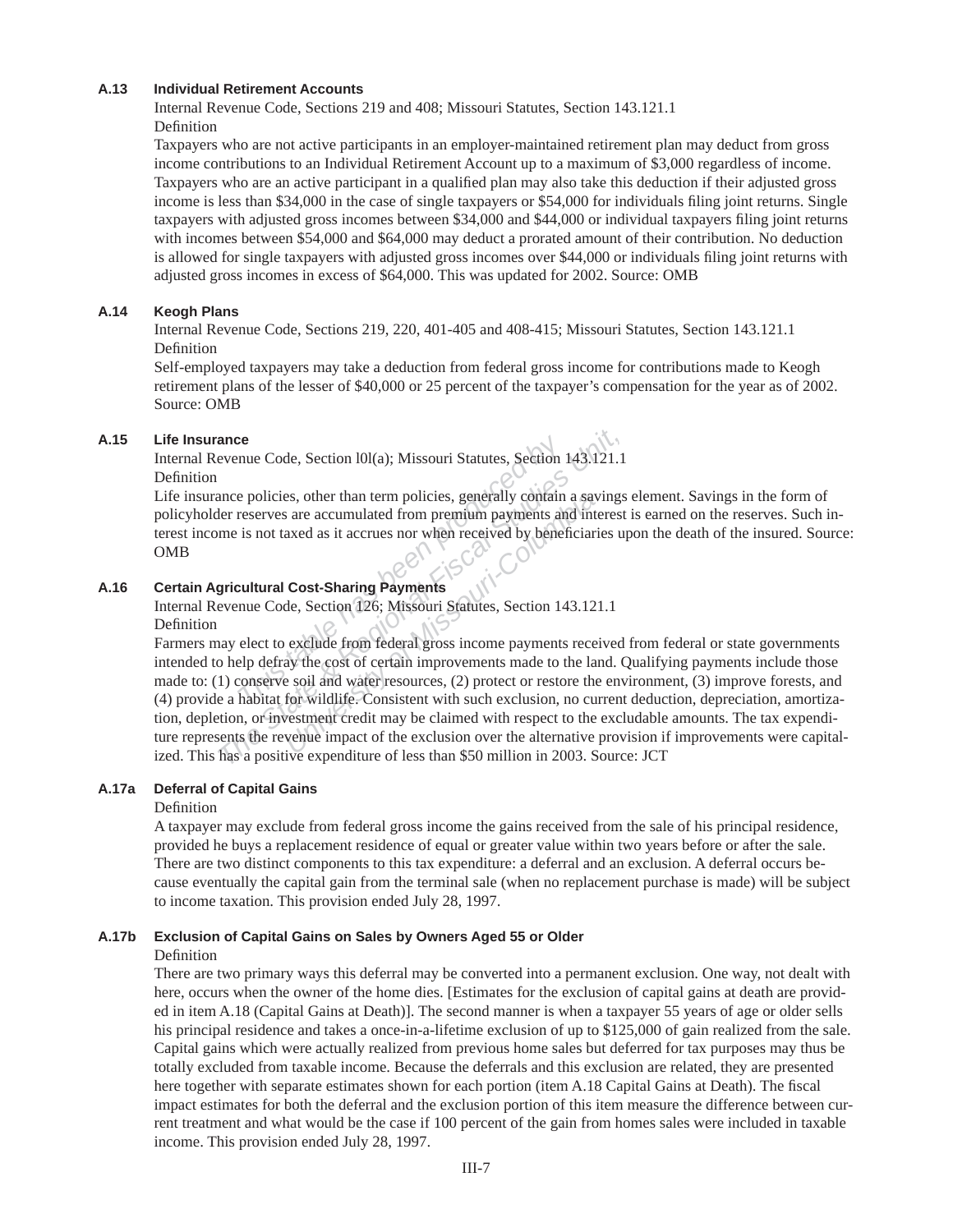### A.13 Individual Retirement Accounts

Internal Revenue Code, Sections 219 and 408; Missouri Statutes, Section 143.121.1

Definition

Taxpayers who are not active participants in an employer-maintained retirement plan may deduct from gross income contributions to an Individual Retirement Account up to a maximum of $3,000 regardless of income. Taxpayers who are an active participant in a qualified plan may also take this deduction if their adjusted gross income is less than $34,000 in the case of single taxpayers or $54,000 for individuals filing joint returns. Single taxpayers with adjusted gross incomes between $34,000 and $44,000 or individual taxpayers filing joint returns with incomes between $54,000 and $64,000 may deduct a prorated amount of their contribution. No deduction is allowed for single taxpayers with adjusted gross incomes over $44,000 or individuals filing joint returns with adjusted gross incomes in excess of $64,000. This was updated for 2002. Source: OMB

### A.14 Keogh Plans

Internal Revenue Code, Sections 219, 220, 401-405 and 408-415; Missouri Statutes, Section 143.121.1

Definition

Self-employed taxpayers may take a deduction from federal gross income for contributions made to Keogh retirement plans of the lesser of $40,000 or 25 percent of the taxpayer's compensation for the year as of 2002. Source: OMB

### A.15 Life Insurance

Internal Revenue Code, Section l0l(a); Missouri Statutes, Section 143.121.1

Definition

Life insurance policies, other than term policies, generally contain a savings element. Savings in the form of policyholder reserves are accumulated from premium payments and interest is earned on the reserves. Such interest income is not taxed as it accrues nor when received by beneficiaries upon the death of the insured. Source: OMB

### A.16 Certain Agricultural Cost-Sharing Payments

Internal Revenue Code, Section 126; Missouri Statutes, Section 143.121.1

Definition

Farmers may elect to exclude from federal gross income payments received from federal or state governments intended to help defray the cost of certain improvements made to the land. Qualifying payments include those made to: (1) conserve soil and water resources, (2) protect or restore the environment, (3) improve forests, and (4) provide a habitat for wildlife. Consistent with such exclusion, no current deduction, depreciation, amortization, depletion, or investment credit may be claimed with respect to the excludable amounts. The tax expenditure represents the revenue impact of the exclusion over the alternative provision if improvements were capitalized. This has a positive expenditure of less than $50 million in 2003. Source: JCT

### A.17a Deferral of Capital Gains

Definition

A taxpayer may exclude from federal gross income the gains received from the sale of his principal residence, provided he buys a replacement residence of equal or greater value within two years before or after the sale. There are two distinct components to this tax expenditure: a deferral and an exclusion. A deferral occurs because eventually the capital gain from the terminal sale (when no replacement purchase is made) will be subject to income taxation. This provision ended July 28, 1997.

### A.17b Exclusion of Capital Gains on Sales by Owners Aged 55 or Older

Definition

There are two primary ways this deferral may be converted into a permanent exclusion. One way, not dealt with here, occurs when the owner of the home dies. [Estimates for the exclusion of capital gains at death are provided in item A.18 (Capital Gains at Death)]. The second manner is when a taxpayer 55 years of age or older sells his principal residence and takes a once-in-a-lifetime exclusion of up to $125,000 of gain realized from the sale. Capital gains which were actually realized from previous home sales but deferred for tax purposes may thus be totally excluded from taxable income. Because the deferrals and this exclusion are related, they are presented here together with separate estimates shown for each portion (item A.18 Capital Gains at Death). The fiscal impact estimates for both the deferral and the exclusion portion of this item measure the difference between current treatment and what would be the case if 100 percent of the gain from homes sales were included in taxable income. This provision ended July 28, 1997.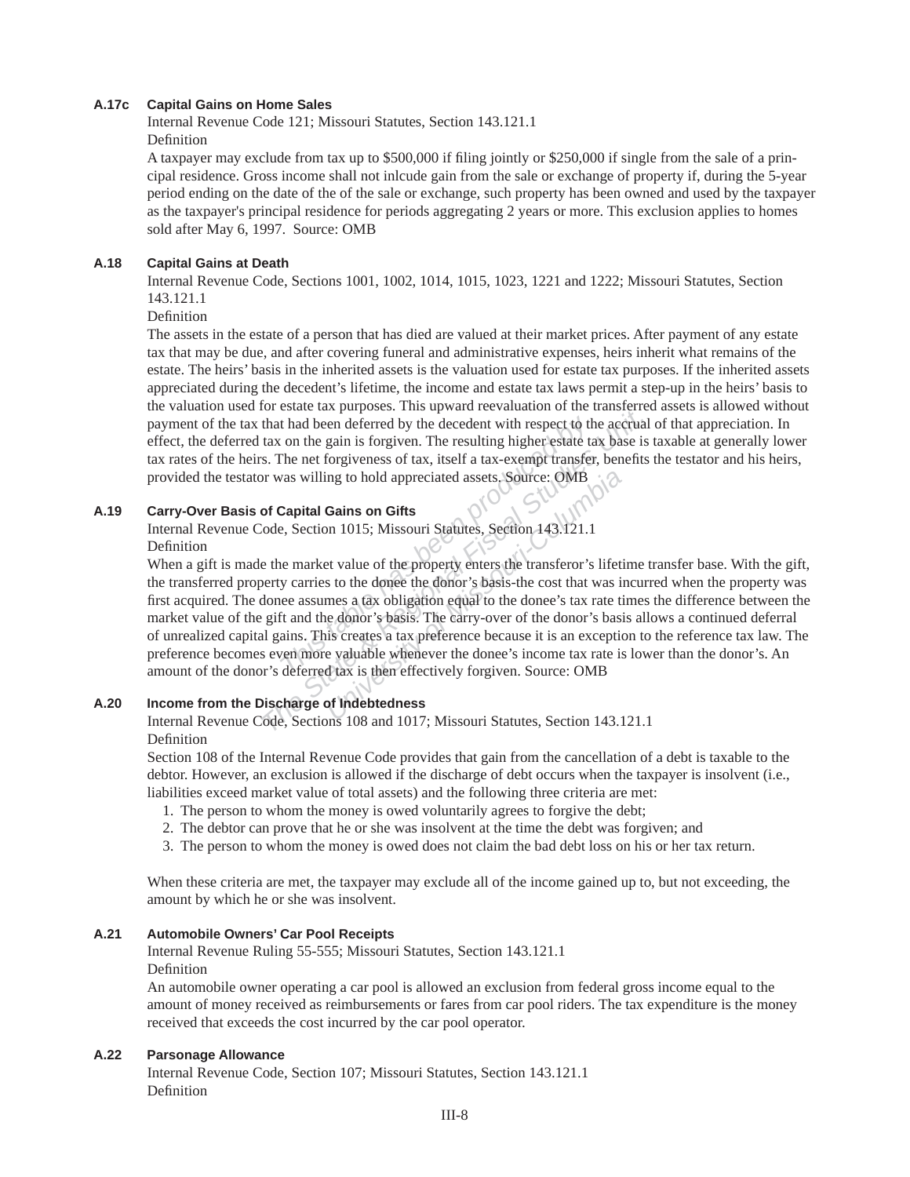### A.17c Capital Gains on Home Sales

Internal Revenue Code 121; Missouri Statutes, Section 143.121.1

Definition

A taxpayer may exclude from tax up to $500,000 if filing jointly or $250,000 if single from the sale of a principal residence. Gross income shall not inlcude gain from the sale or exchange of property if, during the 5-year period ending on the date of the of the sale or exchange, such property has been owned and used by the taxpayer as the taxpayer's principal residence for periods aggregating 2 years or more. This exclusion applies to homes sold after May 6, 1997. Source: OMB

### A.18 Capital Gains at Death

Internal Revenue Code, Sections 1001, 1002, 1014, 1015, 1023, 1221 and 1222; Missouri Statutes, Section 143.121.1

Definition

The assets in the estate of a person that has died are valued at their market prices. After payment of any estate tax that may be due, and after covering funeral and administrative expenses, heirs inherit what remains of the estate. The heirs' basis in the inherited assets is the valuation used for estate tax purposes. If the inherited assets appreciated during the decedent's lifetime, the income and estate tax laws permit a step-up in the heirs' basis to the valuation used for estate tax purposes. This upward reevaluation of the transferred assets is allowed without payment of the tax that had been deferred by the decedent with respect to the accrual of that appreciation. In effect, the deferred tax on the gain is forgiven. The resulting higher estate tax base is taxable at generally lower tax rates of the heirs. The net forgiveness of tax, itself a tax-exempt transfer, benefits the testator and his heirs, provided the testator was willing to hold appreciated assets. Source: OMB

### A.19 Carry-Over Basis of Capital Gains on Gifts

Internal Revenue Code, Section 1015; Missouri Statutes, Section 143.121.1

Definition

When a gift is made the market value of the property enters the transferor's lifetime transfer base. With the gift, the transferred property carries to the donee the donor's basis-the cost that was incurred when the property was first acquired. The donee assumes a tax obligation equal to the donee's tax rate times the difference between the market value of the gift and the donor's basis. The carry-over of the donor's basis allows a continued deferral of unrealized capital gains. This creates a tax preference because it is an exception to the reference tax law. The preference becomes even more valuable whenever the donee's income tax rate is lower than the donor's. An amount of the donor's deferred tax is then effectively forgiven. Source: OMB

### A.20 Income from the Discharge of Indebtedness

Internal Revenue Code, Sections 108 and 1017; Missouri Statutes, Section 143.121.1

Definition

Section 108 of the Internal Revenue Code provides that gain from the cancellation of a debt is taxable to the debtor. However, an exclusion is allowed if the discharge of debt occurs when the taxpayer is insolvent (i.e., liabilities exceed market value of total assets) and the following three criteria are met:

1. The person to whom the money is owed voluntarily agrees to forgive the debt;
2. The debtor can prove that he or she was insolvent at the time the debt was forgiven; and
3. The person to whom the money is owed does not claim the bad debt loss on his or her tax return.

When these criteria are met, the taxpayer may exclude all of the income gained up to, but not exceeding, the amount by which he or she was insolvent.

### A.21 Automobile Owners' Car Pool Receipts

Internal Revenue Ruling 55-555; Missouri Statutes, Section 143.121.1

Definition

An automobile owner operating a car pool is allowed an exclusion from federal gross income equal to the amount of money received as reimbursements or fares from car pool riders. The tax expenditure is the money received that exceeds the cost incurred by the car pool operator.

### A.22 Parsonage Allowance

Internal Revenue Code, Section 107; Missouri Statutes, Section 143.121.1

Definition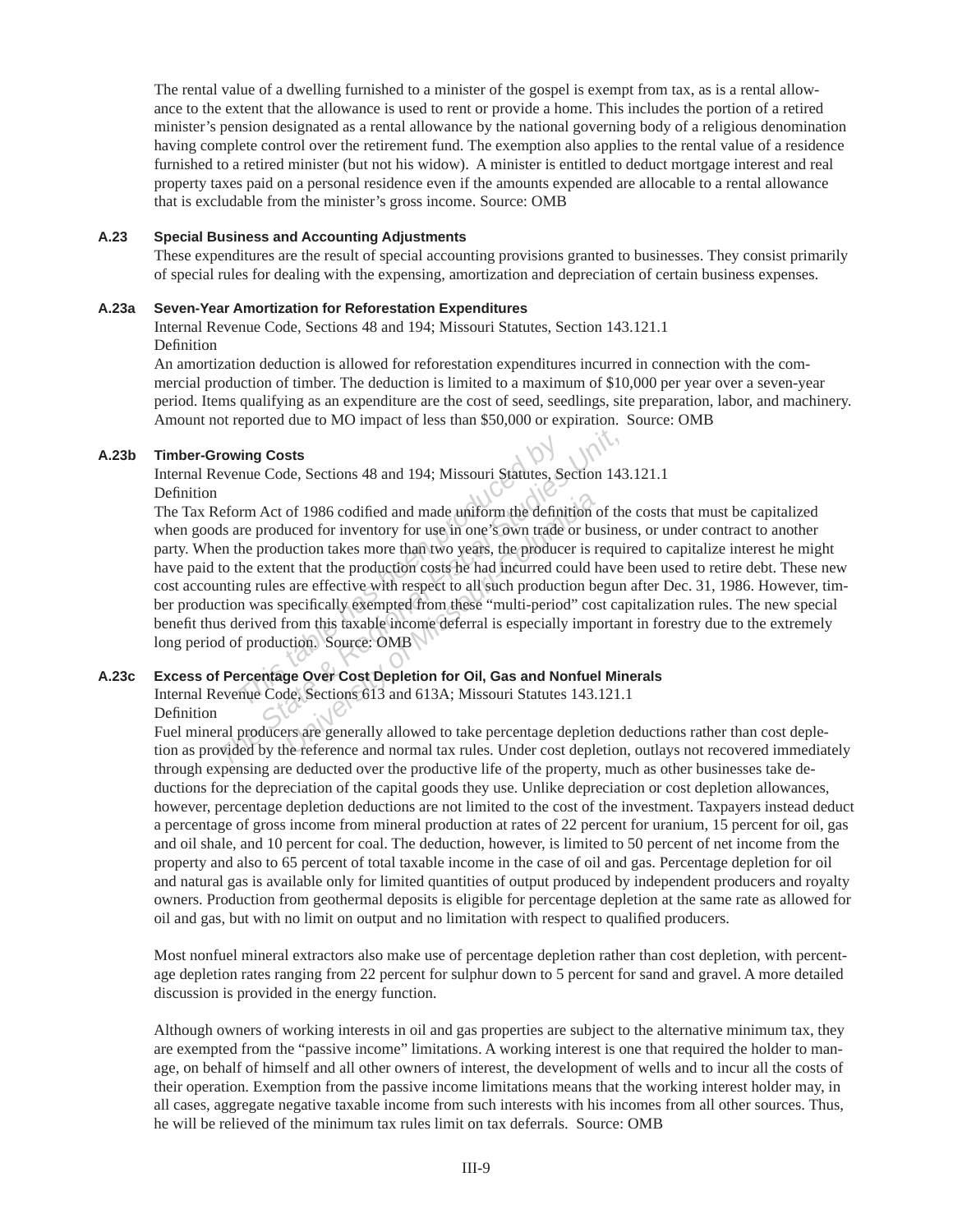The rental value of a dwelling furnished to a minister of the gospel is exempt from tax, as is a rental allowance to the extent that the allowance is used to rent or provide a home. This includes the portion of a retired minister's pension designated as a rental allowance by the national governing body of a religious denomination having complete control over the retirement fund. The exemption also applies to the rental value of a residence furnished to a retired minister (but not his widow). A minister is entitled to deduct mortgage interest and real property taxes paid on a personal residence even if the amounts expended are allocable to a rental allowance that is excludable from the minister's gross income. Source: OMB

### A.23 Special Business and Accounting Adjustments

These expenditures are the result of special accounting provisions granted to businesses. They consist primarily of special rules for dealing with the expensing, amortization and depreciation of certain business expenses.

### A.23a Seven-Year Amortization for Reforestation Expenditures

Internal Revenue Code, Sections 48 and 194; Missouri Statutes, Section 143.121.1

Definition

An amortization deduction is allowed for reforestation expenditures incurred in connection with the commercial production of timber. The deduction is limited to a maximum of $10,000 per year over a seven-year period. Items qualifying as an expenditure are the cost of seed, seedlings, site preparation, labor, and machinery. Amount not reported due to MO impact of less than $50,000 or expiration. Source: OMB

### A.23b Timber-Growing Costs

Internal Revenue Code, Sections 48 and 194; Missouri Statutes, Section 143.121.1

Definition

The Tax Reform Act of 1986 codified and made uniform the definition of the costs that must be capitalized when goods are produced for inventory for use in one's own trade or business, or under contract to another party. When the production takes more than two years, the producer is required to capitalize interest he might have paid to the extent that the production costs he had incurred could have been used to retire debt. These new cost accounting rules are effective with respect to all such production begun after Dec. 31, 1986. However, timber production was specifically exempted from these "multi-period" cost capitalization rules. The new special benefit thus derived from this taxable income deferral is especially important in forestry due to the extremely long period of production. Source: OMB

### A.23c Excess of Percentage Over Cost Depletion for Oil, Gas and Nonfuel Minerals

Internal Revenue Code, Sections 613 and 613A; Missouri Statutes 143.121.1

Definition

Fuel mineral producers are generally allowed to take percentage depletion deductions rather than cost depletion as provided by the reference and normal tax rules. Under cost depletion, outlays not recovered immediately through expensing are deducted over the productive life of the property, much as other businesses take deductions for the depreciation of the capital goods they use. Unlike depreciation or cost depletion allowances, however, percentage depletion deductions are not limited to the cost of the investment. Taxpayers instead deduct a percentage of gross income from mineral production at rates of 22 percent for uranium, 15 percent for oil, gas and oil shale, and 10 percent for coal. The deduction, however, is limited to 50 percent of net income from the property and also to 65 percent of total taxable income in the case of oil and gas. Percentage depletion for oil and natural gas is available only for limited quantities of output produced by independent producers and royalty owners. Production from geothermal deposits is eligible for percentage depletion at the same rate as allowed for oil and gas, but with no limit on output and no limitation with respect to qualified producers.

Most nonfuel mineral extractors also make use of percentage depletion rather than cost depletion, with percentage depletion rates ranging from 22 percent for sulphur down to 5 percent for sand and gravel. A more detailed discussion is provided in the energy function.

Although owners of working interests in oil and gas properties are subject to the alternative minimum tax, they are exempted from the "passive income" limitations. A working interest is one that required the holder to manage, on behalf of himself and all other owners of interest, the development of wells and to incur all the costs of their operation. Exemption from the passive income limitations means that the working interest holder may, in all cases, aggregate negative taxable income from such interests with his incomes from all other sources. Thus, he will be relieved of the minimum tax rules limit on tax deferrals. Source: OMB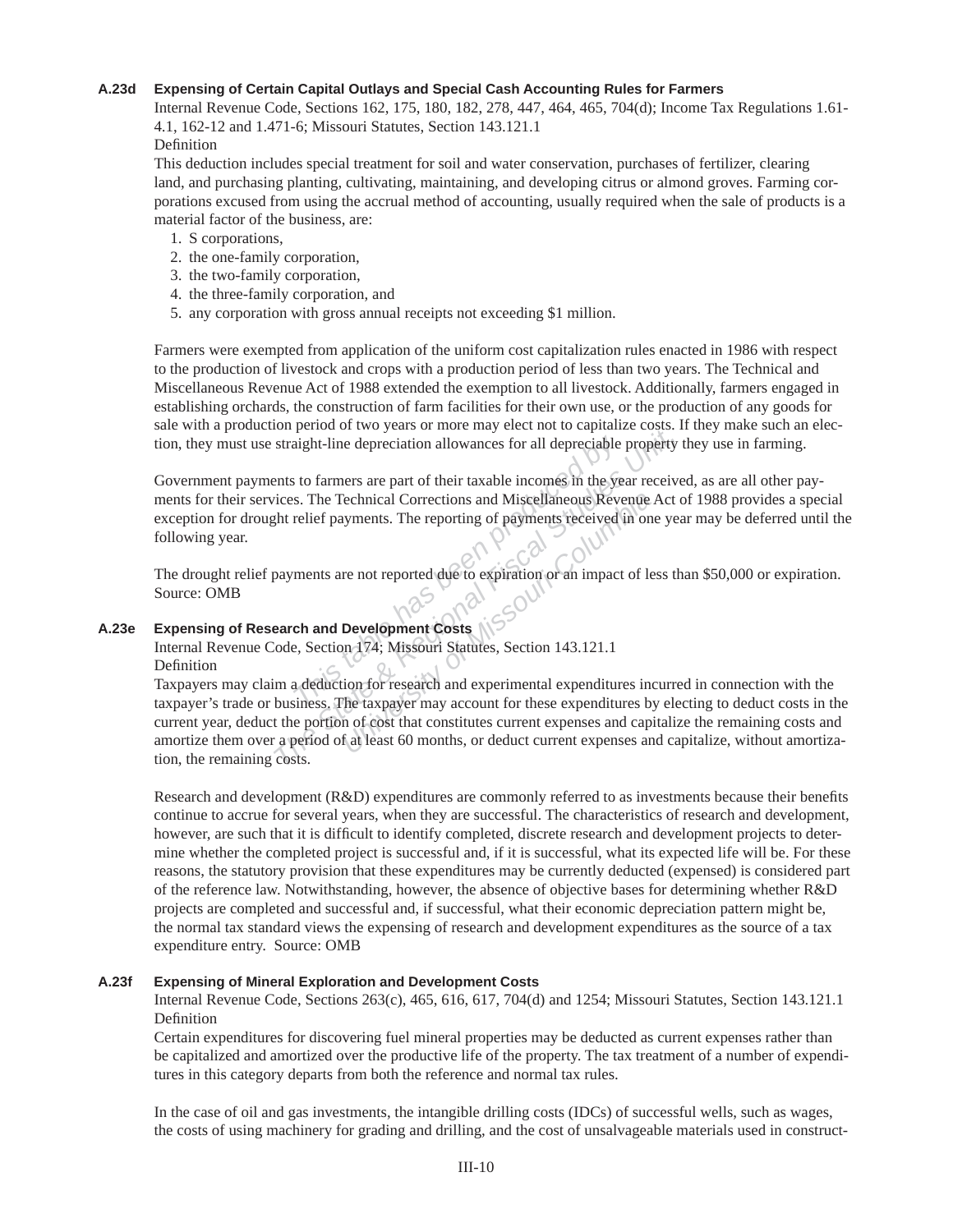### A.23d Expensing of Certain Capital Outlays and Special Cash Accounting Rules for Farmers

Internal Revenue Code, Sections 162, 175, 180, 182, 278, 447, 464, 465, 704(d); Income Tax Regulations 1.61-4.1, 162-12 and 1.471-6; Missouri Statutes, Section 143.121.1

Definition

This deduction includes special treatment for soil and water conservation, purchases of fertilizer, clearing land, and purchasing planting, cultivating, maintaining, and developing citrus or almond groves. Farming corporations excused from using the accrual method of accounting, usually required when the sale of products is a material factor of the business, are:

1. S corporations,
2. the one-family corporation,
3. the two-family corporation,
4. the three-family corporation, and
5. any corporation with gross annual receipts not exceeding $1 million.

Farmers were exempted from application of the uniform cost capitalization rules enacted in 1986 with respect to the production of livestock and crops with a production period of less than two years. The Technical and Miscellaneous Revenue Act of 1988 extended the exemption to all livestock. Additionally, farmers engaged in establishing orchards, the construction of farm facilities for their own use, or the production of any goods for sale with a production period of two years or more may elect not to capitalize costs. If they make such an election, they must use straight-line depreciation allowances for all depreciable property they use in farming.

Government payments to farmers are part of their taxable incomes in the year received, as are all other payments for their services. The Technical Corrections and Miscellaneous Revenue Act of 1988 provides a special exception for drought relief payments. The reporting of payments received in one year may be deferred until the following year.

The drought relief payments are not reported due to expiration or an impact of less than $50,000 or expiration. Source: OMB

### A.23e Expensing of Research and Development Costs

Internal Revenue Code, Section 174; Missouri Statutes, Section 143.121.1

Definition

Taxpayers may claim a deduction for research and experimental expenditures incurred in connection with the taxpayer's trade or business. The taxpayer may account for these expenditures by electing to deduct costs in the current year, deduct the portion of cost that constitutes current expenses and capitalize the remaining costs and amortize them over a period of at least 60 months, or deduct current expenses and capitalize, without amortization, the remaining costs.

Research and development (R&D) expenditures are commonly referred to as investments because their benefits continue to accrue for several years, when they are successful. The characteristics of research and development, however, are such that it is difficult to identify completed, discrete research and development projects to determine whether the completed project is successful and, if it is successful, what its expected life will be. For these reasons, the statutory provision that these expenditures may be currently deducted (expensed) is considered part of the reference law. Notwithstanding, however, the absence of objective bases for determining whether R&D projects are completed and successful and, if successful, what their economic depreciation pattern might be, the normal tax standard views the expensing of research and development expenditures as the source of a tax expenditure entry. Source: OMB

### A.23f Expensing of Mineral Exploration and Development Costs

Internal Revenue Code, Sections 263(c), 465, 616, 617, 704(d) and 1254; Missouri Statutes, Section 143.121.1

Definition

Certain expenditures for discovering fuel mineral properties may be deducted as current expenses rather than be capitalized and amortized over the productive life of the property. The tax treatment of a number of expenditures in this category departs from both the reference and normal tax rules.

In the case of oil and gas investments, the intangible drilling costs (IDCs) of successful wells, such as wages, the costs of using machinery for grading and drilling, and the cost of unsalvageable materials used in construct-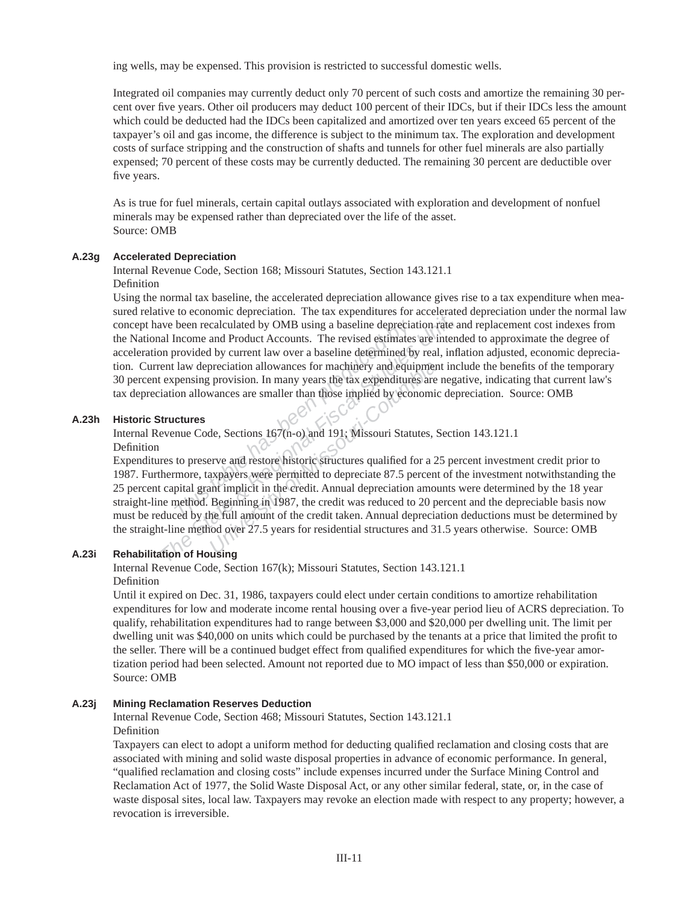ing wells, may be expensed. This provision is restricted to successful domestic wells.

Integrated oil companies may currently deduct only 70 percent of such costs and amortize the remaining 30 percent over five years. Other oil producers may deduct 100 percent of their IDCs, but if their IDCs less the amount which could be deducted had the IDCs been capitalized and amortized over ten years exceed 65 percent of the taxpayer's oil and gas income, the difference is subject to the minimum tax. The exploration and development costs of surface stripping and the construction of shafts and tunnels for other fuel minerals are also partially expensed; 70 percent of these costs may be currently deducted. The remaining 30 percent are deductible over five years.

As is true for fuel minerals, certain capital outlays associated with exploration and development of nonfuel minerals may be expensed rather than depreciated over the life of the asset.
Source: OMB

### A.23g Accelerated Depreciation

Internal Revenue Code, Section 168; Missouri Statutes, Section 143.121.1
Definition
Using the normal tax baseline, the accelerated depreciation allowance gives rise to a tax expenditure when measured relative to economic depreciation. The tax expenditures for accelerated depreciation under the normal law concept have been recalculated by OMB using a baseline depreciation rate and replacement cost indexes from the National Income and Product Accounts. The revised estimates are intended to approximate the degree of acceleration provided by current law over a baseline determined by real, inflation adjusted, economic depreciation. Current law depreciation allowances for machinery and equipment include the benefits of the temporary 30 percent expensing provision. In many years the tax expenditures are negative, indicating that current law's tax depreciation allowances are smaller than those implied by economic depreciation. Source: OMB

### A.23h Historic Structures

Internal Revenue Code, Sections 167(n-o) and 191; Missouri Statutes, Section 143.121.1
Definition
Expenditures to preserve and restore historic structures qualified for a 25 percent investment credit prior to 1987. Furthermore, taxpayers were permitted to depreciate 87.5 percent of the investment notwithstanding the 25 percent capital grant implicit in the credit. Annual depreciation amounts were determined by the 18 year straight-line method. Beginning in 1987, the credit was reduced to 20 percent and the depreciable basis now must be reduced by the full amount of the credit taken. Annual depreciation deductions must be determined by the straight-line method over 27.5 years for residential structures and 31.5 years otherwise. Source: OMB

### A.23i Rehabilitation of Housing

Internal Revenue Code, Section 167(k); Missouri Statutes, Section 143.121.1
Definition
Until it expired on Dec. 31, 1986, taxpayers could elect under certain conditions to amortize rehabilitation expenditures for low and moderate income rental housing over a five-year period lieu of ACRS depreciation. To qualify, rehabilitation expenditures had to range between $3,000 and $20,000 per dwelling unit. The limit per dwelling unit was $40,000 on units which could be purchased by the tenants at a price that limited the profit to the seller. There will be a continued budget effect from qualified expenditures for which the five-year amortization period had been selected. Amount not reported due to MO impact of less than $50,000 or expiration.
Source: OMB

### A.23j Mining Reclamation Reserves Deduction

Internal Revenue Code, Section 468; Missouri Statutes, Section 143.121.1
Definition
Taxpayers can elect to adopt a uniform method for deducting qualified reclamation and closing costs that are associated with mining and solid waste disposal properties in advance of economic performance. In general, "qualified reclamation and closing costs" include expenses incurred under the Surface Mining Control and Reclamation Act of 1977, the Solid Waste Disposal Act, or any other similar federal, state, or, in the case of waste disposal sites, local law. Taxpayers may revoke an election made with respect to any property; however, a revocation is irreversible.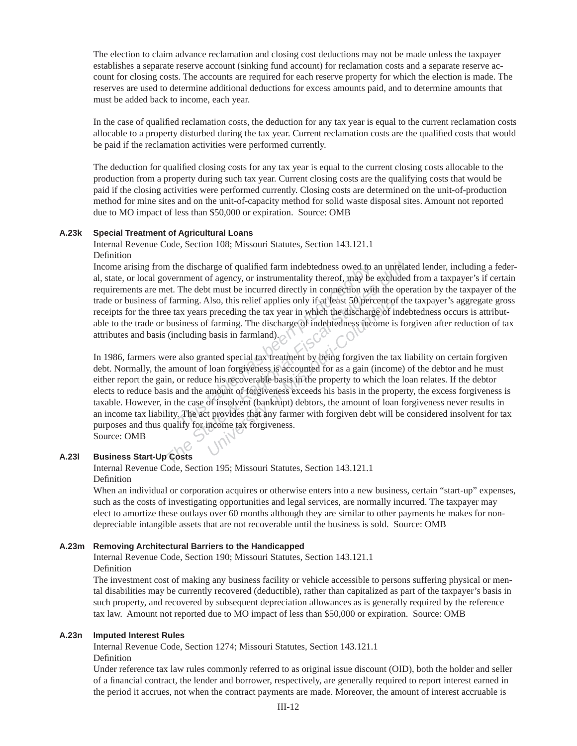The election to claim advance reclamation and closing cost deductions may not be made unless the taxpayer establishes a separate reserve account (sinking fund account) for reclamation costs and a separate reserve account for closing costs. The accounts are required for each reserve property for which the election is made. The reserves are used to determine additional deductions for excess amounts paid, and to determine amounts that must be added back to income, each year.

In the case of qualified reclamation costs, the deduction for any tax year is equal to the current reclamation costs allocable to a property disturbed during the tax year. Current reclamation costs are the qualified costs that would be paid if the reclamation activities were performed currently.

The deduction for qualified closing costs for any tax year is equal to the current closing costs allocable to the production from a property during such tax year. Current closing costs are the qualifying costs that would be paid if the closing activities were performed currently. Closing costs are determined on the unit-of-production method for mine sites and on the unit-of-capacity method for solid waste disposal sites. Amount not reported due to MO impact of less than $50,000 or expiration. Source: OMB

**A.23k Special Treatment of Agricultural Loans**

Internal Revenue Code, Section 108; Missouri Statutes, Section 143.121.1

Definition

Income arising from the discharge of qualified farm indebtedness owed to an unrelated lender, including a federal, state, or local government of agency, or instrumentality thereof, may be excluded from a taxpayer's if certain requirements are met. The debt must be incurred directly in connection with the operation by the taxpayer of the trade or business of farming. Also, this relief applies only if at least 50 percent of the taxpayer's aggregate gross receipts for the three tax years preceding the tax year in which the discharge of indebtedness occurs is attributable to the trade or business of farming. The discharge of indebtedness income is forgiven after reduction of tax attributes and basis (including basis in farmland).

In 1986, farmers were also granted special tax treatment by being forgiven the tax liability on certain forgiven debt. Normally, the amount of loan forgiveness is accounted for as a gain (income) of the debtor and he must either report the gain, or reduce his recoverable basis in the property to which the loan relates. If the debtor elects to reduce basis and the amount of forgiveness exceeds his basis in the property, the excess forgiveness is taxable. However, in the case of insolvent (bankrupt) debtors, the amount of loan forgiveness never results in an income tax liability. The act provides that any farmer with forgiven debt will be considered insolvent for tax purposes and thus qualify for income tax forgiveness.

Source: OMB

**A.23l Business Start-Up Costs**

Internal Revenue Code, Section 195; Missouri Statutes, Section 143.121.1

Definition

When an individual or corporation acquires or otherwise enters into a new business, certain "start-up" expenses, such as the costs of investigating opportunities and legal services, are normally incurred. The taxpayer may elect to amortize these outlays over 60 months although they are similar to other payments he makes for non-depreciable intangible assets that are not recoverable until the business is sold. Source: OMB

**A.23m Removing Architectural Barriers to the Handicapped**

Internal Revenue Code, Section 190; Missouri Statutes, Section 143.121.1

Definition

The investment cost of making any business facility or vehicle accessible to persons suffering physical or mental disabilities may be currently recovered (deductible), rather than capitalized as part of the taxpayer's basis in such property, and recovered by subsequent depreciation allowances as is generally required by the reference tax law. Amount not reported due to MO impact of less than $50,000 or expiration. Source: OMB

**A.23n Imputed Interest Rules**

Internal Revenue Code, Section 1274; Missouri Statutes, Section 143.121.1

Definition

Under reference tax law rules commonly referred to as original issue discount (OID), both the holder and seller of a financial contract, the lender and borrower, respectively, are generally required to report interest earned in the period it accrues, not when the contract payments are made. Moreover, the amount of interest accruable is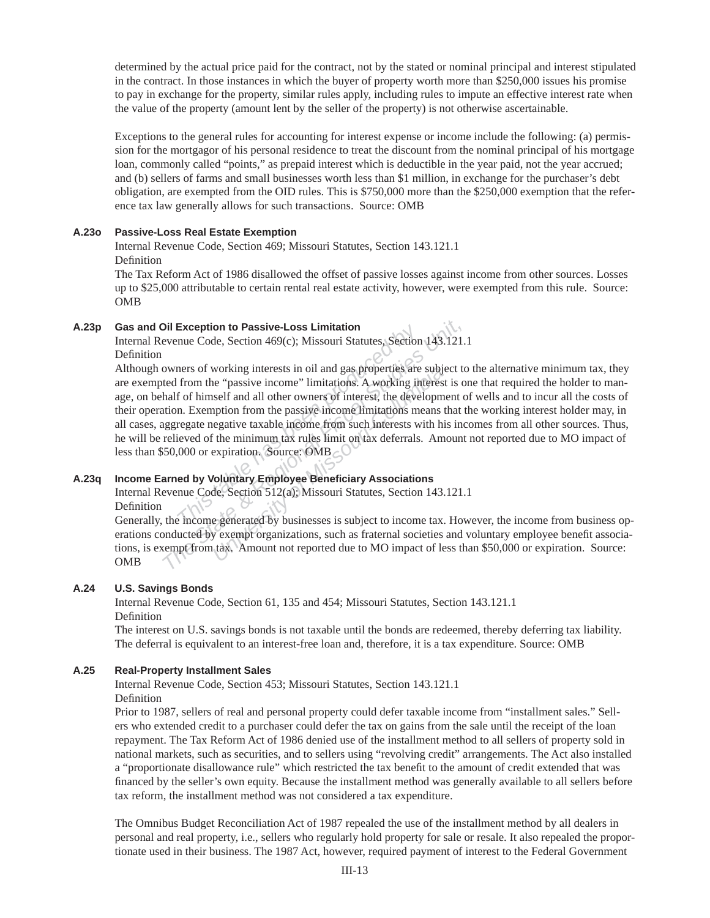determined by the actual price paid for the contract, not by the stated or nominal principal and interest stipulated in the contract. In those instances in which the buyer of property worth more than $250,000 issues his promise to pay in exchange for the property, similar rules apply, including rules to impute an effective interest rate when the value of the property (amount lent by the seller of the property) is not otherwise ascertainable.

Exceptions to the general rules for accounting for interest expense or income include the following: (a) permission for the mortgagor of his personal residence to treat the discount from the nominal principal of his mortgage loan, commonly called "points," as prepaid interest which is deductible in the year paid, not the year accrued; and (b) sellers of farms and small businesses worth less than $1 million, in exchange for the purchaser's debt obligation, are exempted from the OID rules. This is $750,000 more than the $250,000 exemption that the reference tax law generally allows for such transactions. Source: OMB

**A.23o Passive-Loss Real Estate Exemption**

Internal Revenue Code, Section 469; Missouri Statutes, Section 143.121.1

Definition

The Tax Reform Act of 1986 disallowed the offset of passive losses against income from other sources. Losses up to $25,000 attributable to certain rental real estate activity, however, were exempted from this rule. Source: OMB

**A.23p Gas and Oil Exception to Passive-Loss Limitation**

Internal Revenue Code, Section 469(c); Missouri Statutes, Section 143.121.1

Definition

Although owners of working interests in oil and gas properties are subject to the alternative minimum tax, they are exempted from the "passive income" limitations. A working interest is one that required the holder to manage, on behalf of himself and all other owners of interest, the development of wells and to incur all the costs of their operation. Exemption from the passive income limitations means that the working interest holder may, in all cases, aggregate negative taxable income from such interests with his incomes from all other sources. Thus, he will be relieved of the minimum tax rules limit on tax deferrals. Amount not reported due to MO impact of less than $50,000 or expiration. Source: OMB

**A.23q Income Earned by Voluntary Employee Beneficiary Associations**

Internal Revenue Code, Section 512(a); Missouri Statutes, Section 143.121.1

Definition

Generally, the income generated by businesses is subject to income tax. However, the income from business operations conducted by exempt organizations, such as fraternal societies and voluntary employee benefit associations, is exempt from tax. Amount not reported due to MO impact of less than $50,000 or expiration. Source: OMB

**A.24 U.S. Savings Bonds**

Internal Revenue Code, Section 61, 135 and 454; Missouri Statutes, Section 143.121.1

Definition

The interest on U.S. savings bonds is not taxable until the bonds are redeemed, thereby deferring tax liability. The deferral is equivalent to an interest-free loan and, therefore, it is a tax expenditure. Source: OMB

**A.25 Real-Property Installment Sales**

Internal Revenue Code, Section 453; Missouri Statutes, Section 143.121.1

Definition

Prior to 1987, sellers of real and personal property could defer taxable income from "installment sales." Sellers who extended credit to a purchaser could defer the tax on gains from the sale until the receipt of the loan repayment. The Tax Reform Act of 1986 denied use of the installment method to all sellers of property sold in national markets, such as securities, and to sellers using "revolving credit" arrangements. The Act also installed a "proportionate disallowance rule" which restricted the tax benefit to the amount of credit extended that was financed by the seller's own equity. Because the installment method was generally available to all sellers before tax reform, the installment method was not considered a tax expenditure.

The Omnibus Budget Reconciliation Act of 1987 repealed the use of the installment method by all dealers in personal and real property, i.e., sellers who regularly hold property for sale or resale. It also repealed the proportionate used in their business. The 1987 Act, however, required payment of interest to the Federal Government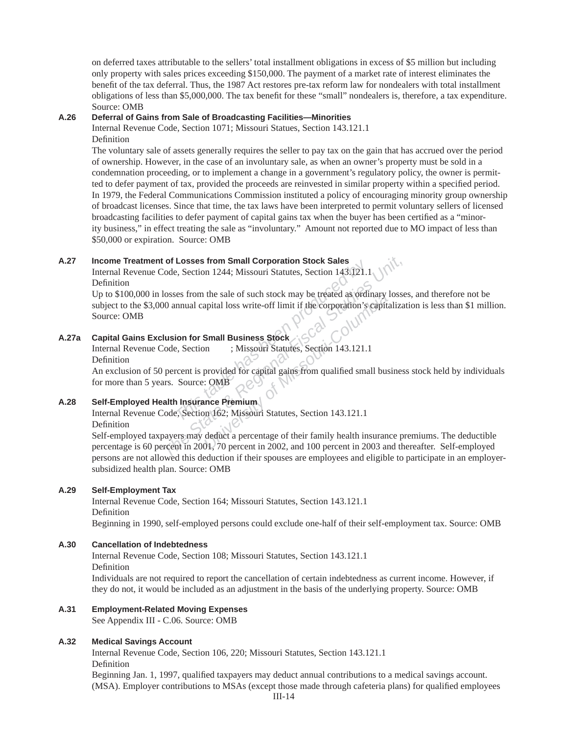on deferred taxes attributable to the sellers' total installment obligations in excess of $5 million but including only property with sales prices exceeding $150,000. The payment of a market rate of interest eliminates the benefit of the tax deferral. Thus, the 1987 Act restores pre-tax reform law for nondealers with total installment obligations of less than $5,000,000. The tax benefit for these "small" nondealers is, therefore, a tax expenditure. Source: OMB

**A.26 Deferral of Gains from Sale of Broadcasting Facilities—Minorities**

Internal Revenue Code, Section 1071; Missouri Statues, Section 143.121.1

Definition

The voluntary sale of assets generally requires the seller to pay tax on the gain that has accrued over the period of ownership. However, in the case of an involuntary sale, as when an owner's property must be sold in a condemnation proceeding, or to implement a change in a government's regulatory policy, the owner is permitted to defer payment of tax, provided the proceeds are reinvested in similar property within a specified period. In 1979, the Federal Communications Commission instituted a policy of encouraging minority group ownership of broadcast licenses. Since that time, the tax laws have been interpreted to permit voluntary sellers of licensed broadcasting facilities to defer payment of capital gains tax when the buyer has been certified as a "minority business," in effect treating the sale as "involuntary." Amount not reported due to MO impact of less than $50,000 or expiration. Source: OMB

**A.27 Income Treatment of Losses from Small Corporation Stock Sales**

Internal Revenue Code, Section 1244; Missouri Statutes, Section 143.121.1

Definition

Up to $100,000 in losses from the sale of such stock may be treated as ordinary losses, and therefore not be subject to the $3,000 annual capital loss write-off limit if the corporation's capitalization is less than $1 million. Source: OMB

**A.27a Capital Gains Exclusion for Small Business Stock**

Internal Revenue Code, Section ; Missouri Statutes, Section 143.121.1

Definition

An exclusion of 50 percent is provided for capital gains from qualified small business stock held by individuals for more than 5 years. Source: OMB

**A.28 Self-Employed Health Insurance Premium**

Internal Revenue Code, Section 162; Missouri Statutes, Section 143.121.1

Definition

Self-employed taxpayers may deduct a percentage of their family health insurance premiums. The deductible percentage is 60 percent in 2001, 70 percent in 2002, and 100 percent in 2003 and thereafter. Self-employed persons are not allowed this deduction if their spouses are employees and eligible to participate in an employer-subsidized health plan. Source: OMB

**A.29 Self-Employment Tax**

Internal Revenue Code, Section 164; Missouri Statutes, Section 143.121.1

Definition

Beginning in 1990, self-employed persons could exclude one-half of their self-employment tax. Source: OMB

**A.30 Cancellation of Indebtedness**

Internal Revenue Code, Section 108; Missouri Statutes, Section 143.121.1

Definition

Individuals are not required to report the cancellation of certain indebtedness as current income. However, if they do not, it would be included as an adjustment in the basis of the underlying property. Source: OMB

**A.31 Employment-Related Moving Expenses**

See Appendix III - C.06. Source: OMB

**A.32 Medical Savings Account**

Internal Revenue Code, Section 106, 220; Missouri Statutes, Section 143.121.1

Definition

Beginning Jan. 1, 1997, qualified taxpayers may deduct annual contributions to a medical savings account. (MSA). Employer contributions to MSAs (except those made through cafeteria plans) for qualified employees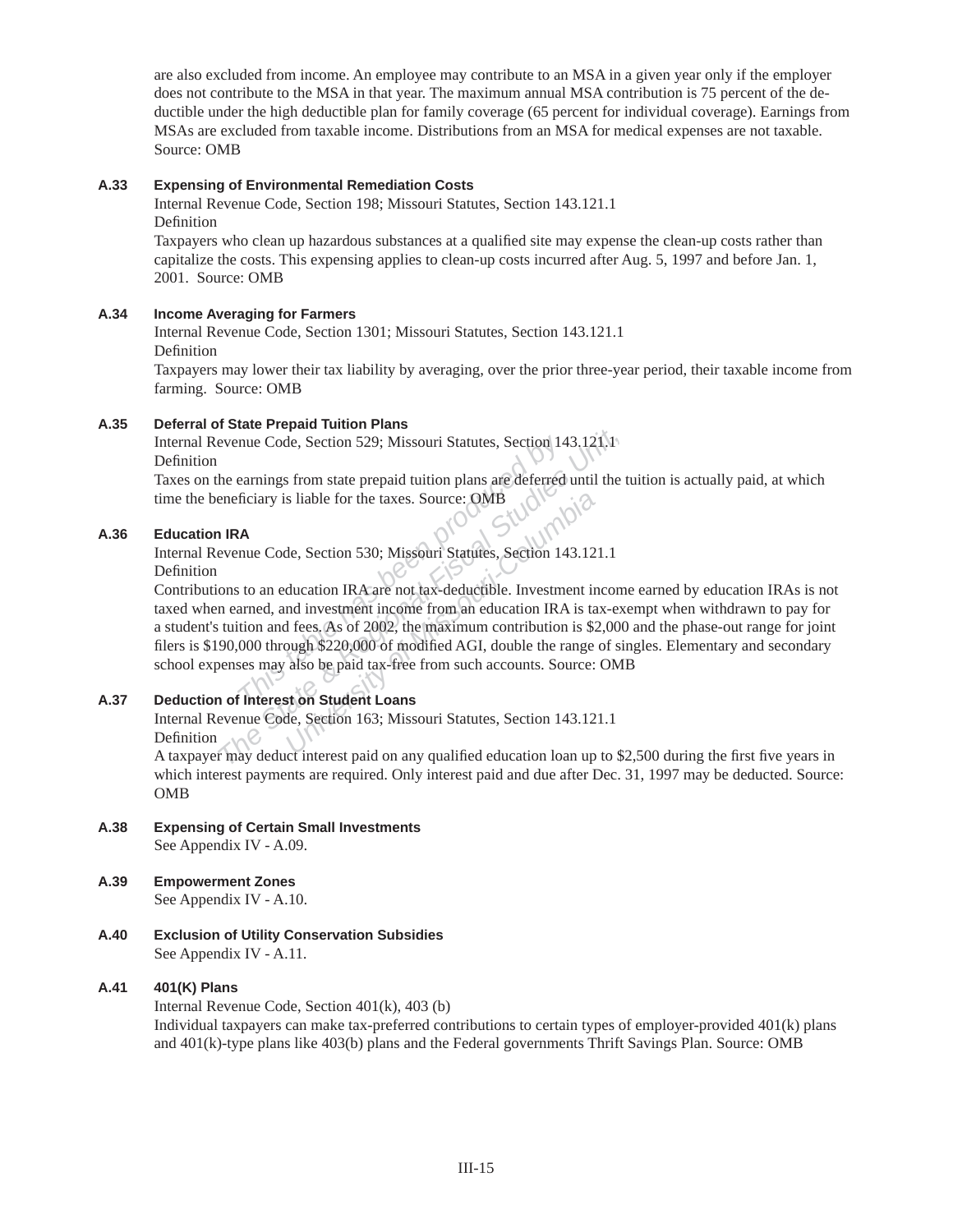are also excluded from income. An employee may contribute to an MSA in a given year only if the employer does not contribute to the MSA in that year. The maximum annual MSA contribution is 75 percent of the deductible under the high deductible plan for family coverage (65 percent for individual coverage). Earnings from MSAs are excluded from taxable income. Distributions from an MSA for medical expenses are not taxable. Source: OMB

**A.33 Expensing of Environmental Remediation Costs**

Internal Revenue Code, Section 198; Missouri Statutes, Section 143.121.1

Definition

Taxpayers who clean up hazardous substances at a qualified site may expense the clean-up costs rather than capitalize the costs. This expensing applies to clean-up costs incurred after Aug. 5, 1997 and before Jan. 1, 2001. Source: OMB

**A.34 Income Averaging for Farmers**

Internal Revenue Code, Section 1301; Missouri Statutes, Section 143.121.1

Definition

Taxpayers may lower their tax liability by averaging, over the prior three-year period, their taxable income from farming. Source: OMB

**A.35 Deferral of State Prepaid Tuition Plans**

Internal Revenue Code, Section 529; Missouri Statutes, Section 143.121.1

Definition

Taxes on the earnings from state prepaid tuition plans are deferred until the tuition is actually paid, at which time the beneficiary is liable for the taxes. Source: OMB

**A.36 Education IRA**

Internal Revenue Code, Section 530; Missouri Statutes, Section 143.121.1

Definition

Contributions to an education IRA are not tax-deductible. Investment income earned by education IRAs is not taxed when earned, and investment income from an education IRA is tax-exempt when withdrawn to pay for a student's tuition and fees. As of 2002, the maximum contribution is $2,000 and the phase-out range for joint filers is $190,000 through $220,000 of modified AGI, double the range of singles. Elementary and secondary school expenses may also be paid tax-free from such accounts. Source: OMB

**A.37 Deduction of Interest on Student Loans**

Internal Revenue Code, Section 163; Missouri Statutes, Section 143.121.1

Definition

A taxpayer may deduct interest paid on any qualified education loan up to $2,500 during the first five years in which interest payments are required. Only interest paid and due after Dec. 31, 1997 may be deducted. Source: OMB

**A.38 Expensing of Certain Small Investments**

See Appendix IV - A.09.

**A.39 Empowerment Zones**

See Appendix IV - A.10.

**A.40 Exclusion of Utility Conservation Subsidies**

See Appendix IV - A.11.

**A.41 401(K) Plans**

Internal Revenue Code, Section 401(k), 403 (b)

Individual taxpayers can make tax-preferred contributions to certain types of employer-provided 401(k) plans and 401(k)-type plans like 403(b) plans and the Federal governments Thrift Savings Plan. Source: OMB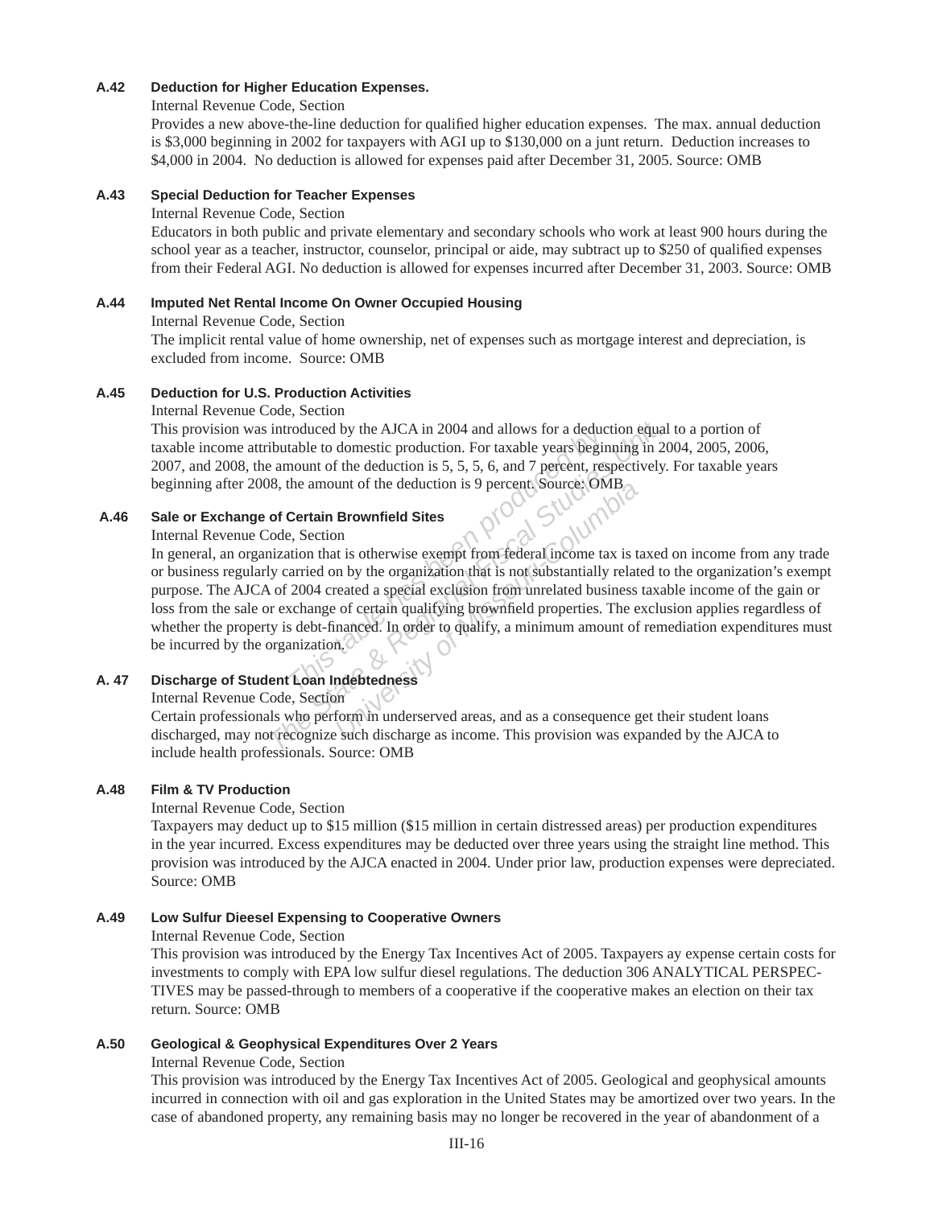**A.42 Deduction for Higher Education Expenses.**

Internal Revenue Code, Section

Provides a new above-the-line deduction for qualified higher education expenses. The max. annual deduction is $3,000 beginning in 2002 for taxpayers with AGI up to $130,000 on a junt return. Deduction increases to $4,000 in 2004. No deduction is allowed for expenses paid after December 31, 2005. Source: OMB

**A.43 Special Deduction for Teacher Expenses**

Internal Revenue Code, Section

Educators in both public and private elementary and secondary schools who work at least 900 hours during the school year as a teacher, instructor, counselor, principal or aide, may subtract up to $250 of qualified expenses from their Federal AGI. No deduction is allowed for expenses incurred after December 31, 2003. Source: OMB

**A.44 Imputed Net Rental Income On Owner Occupied Housing**

Internal Revenue Code, Section

The implicit rental value of home ownership, net of expenses such as mortgage interest and depreciation, is excluded from income. Source: OMB

**A.45 Deduction for U.S. Production Activities**

Internal Revenue Code, Section

This provision was introduced by the AJCA in 2004 and allows for a deduction equal to a portion of taxable income attributable to domestic production. For taxable years beginning in 2004, 2005, 2006, 2007, and 2008, the amount of the deduction is 5, 5, 5, 6, and 7 percent, respectively. For taxable years beginning after 2008, the amount of the deduction is 9 percent. Source: OMB

**A.46 Sale or Exchange of Certain Brownfield Sites**

Internal Revenue Code, Section

In general, an organization that is otherwise exempt from federal income tax is taxed on income from any trade or business regularly carried on by the organization that is not substantially related to the organization's exempt purpose. The AJCA of 2004 created a special exclusion from unrelated business taxable income of the gain or loss from the sale or exchange of certain qualifying brownfield properties. The exclusion applies regardless of whether the property is debt-financed. In order to qualify, a minimum amount of remediation expenditures must be incurred by the organization.

**A. 47 Discharge of Student Loan Indebtedness**

Internal Revenue Code, Section

Certain professionals who perform in underserved areas, and as a consequence get their student loans discharged, may not recognize such discharge as income. This provision was expanded by the AJCA to include health professionals. Source: OMB

**A.48 Film & TV Production**

Internal Revenue Code, Section

Taxpayers may deduct up to $15 million ($15 million in certain distressed areas) per production expenditures in the year incurred. Excess expenditures may be deducted over three years using the straight line method. This provision was introduced by the AJCA enacted in 2004. Under prior law, production expenses were depreciated. Source: OMB

**A.49 Low Sulfur Dieesel Expensing to Cooperative Owners**

Internal Revenue Code, Section

This provision was introduced by the Energy Tax Incentives Act of 2005. Taxpayers ay expense certain costs for investments to comply with EPA low sulfur diesel regulations. The deduction 306 ANALYTICAL PERSPECTIVES may be passed-through to members of a cooperative if the cooperative makes an election on their tax return. Source: OMB

**A.50 Geological & Geophysical Expenditures Over 2 Years**

Internal Revenue Code, Section

This provision was introduced by the Energy Tax Incentives Act of 2005. Geological and geophysical amounts incurred in connection with oil and gas exploration in the United States may be amortized over two years. In the case of abandoned property, any remaining basis may no longer be recovered in the year of abandonment of a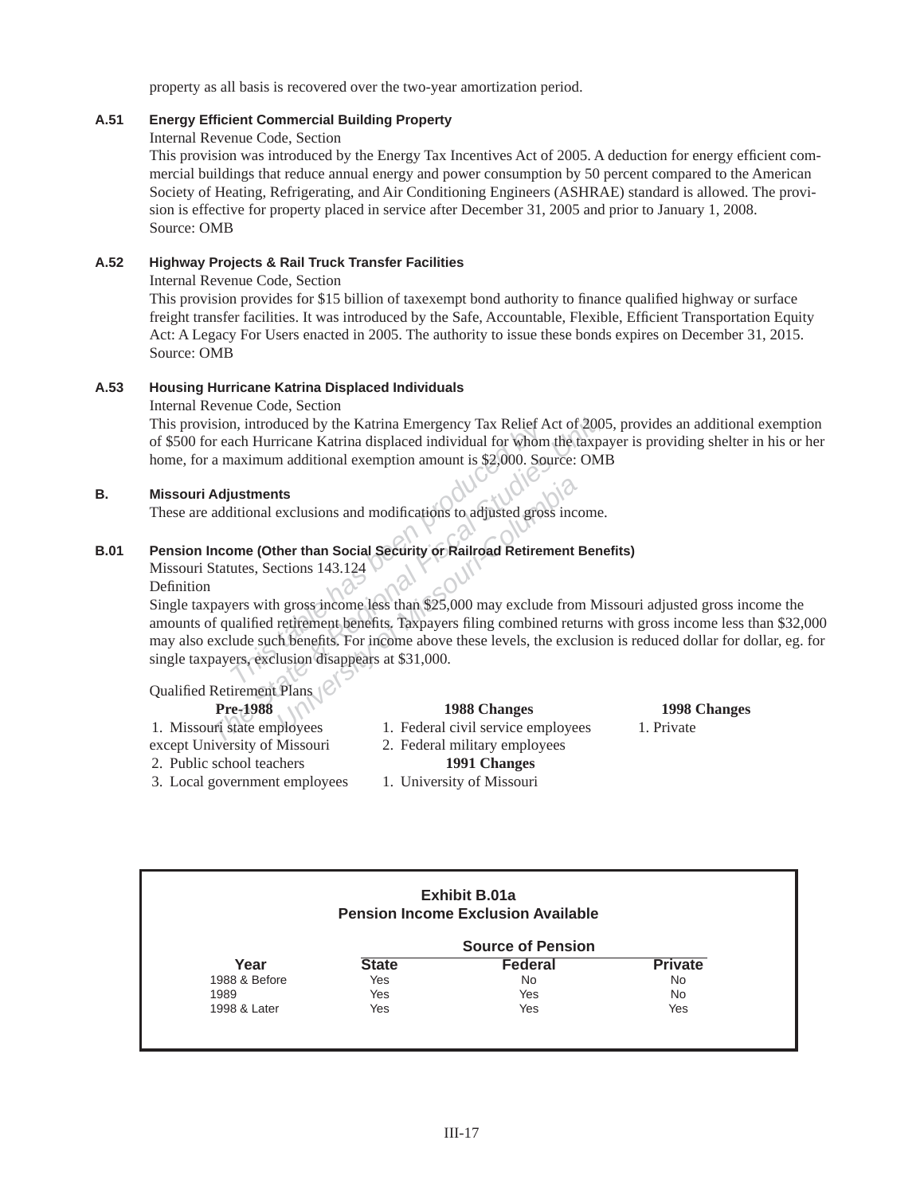property as all basis is recovered over the two-year amortization period.

### A.51 Energy Efficient Commercial Building Property

Internal Revenue Code, Section

This provision was introduced by the Energy Tax Incentives Act of 2005. A deduction for energy efficient commercial buildings that reduce annual energy and power consumption by 50 percent compared to the American Society of Heating, Refrigerating, and Air Conditioning Engineers (ASHRAE) standard is allowed. The provision is effective for property placed in service after December 31, 2005 and prior to January 1, 2008. Source: OMB

### A.52 Highway Projects & Rail Truck Transfer Facilities

Internal Revenue Code, Section

This provision provides for $15 billion of taxexempt bond authority to finance qualified highway or surface freight transfer facilities. It was introduced by the Safe, Accountable, Flexible, Efficient Transportation Equity Act: A Legacy For Users enacted in 2005. The authority to issue these bonds expires on December 31, 2015. Source: OMB

### A.53 Housing Hurricane Katrina Displaced Individuals

Internal Revenue Code, Section

This provision, introduced by the Katrina Emergency Tax Relief Act of 2005, provides an additional exemption of $500 for each Hurricane Katrina displaced individual for whom the taxpayer is providing shelter in his or her home, for a maximum additional exemption amount is $2,000. Source: OMB

## B. Missouri Adjustments

These are additional exclusions and modifications to adjusted gross income.

### B.01 Pension Income (Other than Social Security or Railroad Retirement Benefits)

Missouri Statutes, Sections 143.124

Definition

Single taxpayers with gross income less than $25,000 may exclude from Missouri adjusted gross income the amounts of qualified retirement benefits. Taxpayers filing combined returns with gross income less than $32,000 may also exclude such benefits. For income above these levels, the exclusion is reduced dollar for dollar, eg. for single taxpayers, exclusion disappears at $31,000.

Qualified Retirement Plans

| Pre-1988 | 1988 Changes | 1998 Changes |
|---|---|---|
| 1. Missouri state employees except University of Missouri | 1. Federal civil service employees | 1. Private |
| 2. Public school teachers | 2. Federal military employees | |
| 3. Local government employees | **1991 Changes** | |
| | 1. University of Missouri | |

**Exhibit B.01a**
**Pension Income Exclusion Available**

| Year | State | Federal | Private |
|---|---|---|---|
| | Source of Pension | | |
| 1988 & Before | Yes | No | No |
| 1989 | Yes | Yes | No |
| 1998 & Later | Yes | Yes | Yes |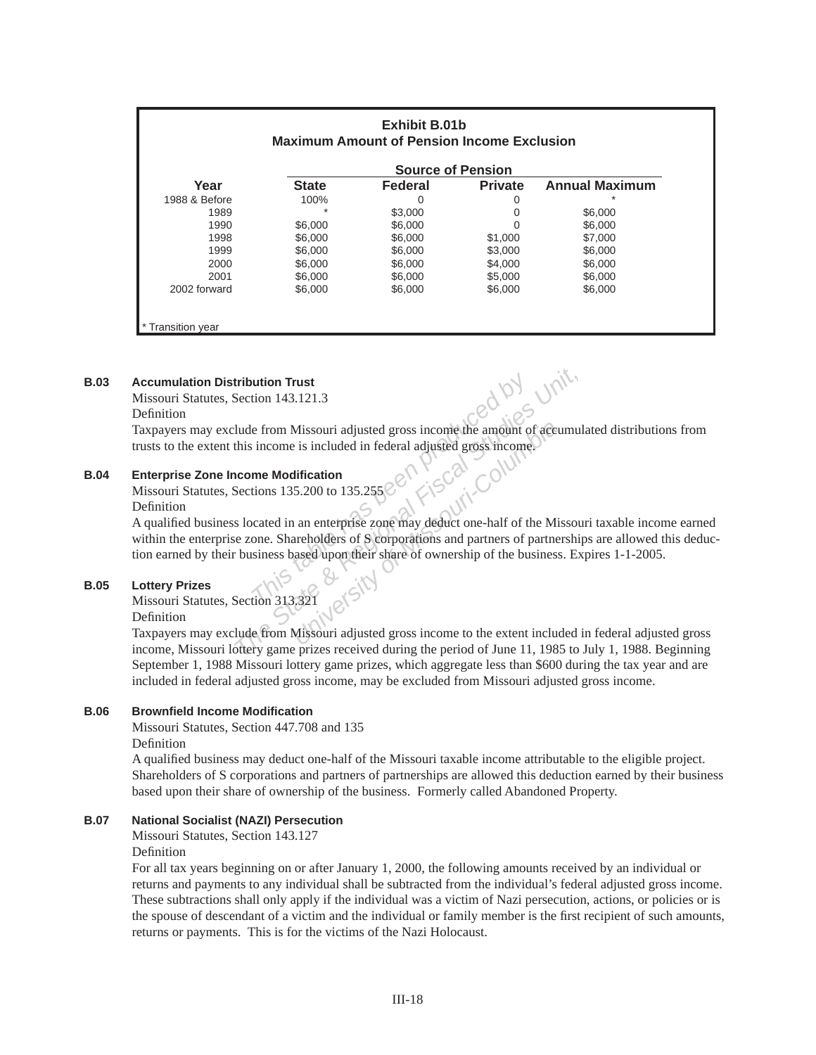**Exhibit B.01b**
**Maximum Amount of Pension Income Exclusion**

| Year | Source of Pension | | | |
|---|---|---|---|---|
| | State | Federal | Private | Annual Maximum |
| 1988 & Before | 100% | 0 | 0 | * |
| 1989 | * | $3,000 | 0 | $6,000 |
| 1990 | $6,000 | $6,000 | 0 | $6,000 |
| 1998 | $6,000 | $6,000 | $1,000 | $7,000 |
| 1999 | $6,000 | $6,000 | $3,000 | $6,000 |
| 2000 | $6,000 | $6,000 | $4,000 | $6,000 |
| 2001 | $6,000 | $6,000 | $5,000 | $6,000 |
| 2002 forward | $6,000 | $6,000 | $6,000 | $6,000 |

\* Transition year

### B.03 Accumulation Distribution Trust

Missouri Statutes, Section 143.121.3

Definition

Taxpayers may exclude from Missouri adjusted gross income the amount of accumulated distributions from trusts to the extent this income is included in federal adjusted gross income.

### B.04 Enterprise Zone Income Modification

Missouri Statutes, Sections 135.200 to 135.255

Definition

A qualified business located in an enterprise zone may deduct one-half of the Missouri taxable income earned within the enterprise zone. Shareholders of S corporations and partners of partnerships are allowed this deduction earned by their business based upon their share of ownership of the business. Expires 1-1-2005.

### B.05 Lottery Prizes

Missouri Statutes, Section 313.321

Definition

Taxpayers may exclude from Missouri adjusted gross income to the extent included in federal adjusted gross income, Missouri lottery game prizes received during the period of June 11, 1985 to July 1, 1988. Beginning September 1, 1988 Missouri lottery game prizes, which aggregate less than $600 during the tax year and are included in federal adjusted gross income, may be excluded from Missouri adjusted gross income.

### B.06 Brownfield Income Modification

Missouri Statutes, Section 447.708 and 135

Definition

A qualified business may deduct one-half of the Missouri taxable income attributable to the eligible project. Shareholders of S corporations and partners of partnerships are allowed this deduction earned by their business based upon their share of ownership of the business. Formerly called Abandoned Property.

### B.07 National Socialist (NAZI) Persecution

Missouri Statutes, Section 143.127

Definition

For all tax years beginning on or after January 1, 2000, the following amounts received by an individual or returns and payments to any individual shall be subtracted from the individual's federal adjusted gross income. These subtractions shall only apply if the individual was a victim of Nazi persecution, actions, or policies or is the spouse of descendant of a victim and the individual or family member is the first recipient of such amounts, returns or payments. This is for the victims of the Nazi Holocaust.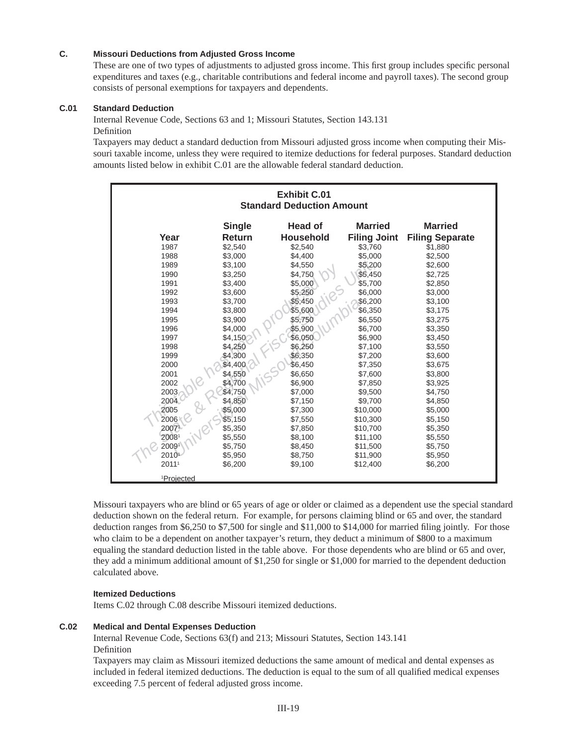## C. Missouri Deductions from Adjusted Gross Income

These are one of two types of adjustments to adjusted gross income. This first group includes specific personal expenditures and taxes (e.g., charitable contributions and federal income and payroll taxes). The second group consists of personal exemptions for taxpayers and dependents.

### C.01 Standard Deduction

Internal Revenue Code, Sections 63 and 1; Missouri Statutes, Section 143.131

Definition

Taxpayers may deduct a standard deduction from Missouri adjusted gross income when computing their Missouri taxable income, unless they were required to itemize deductions for federal purposes. Standard deduction amounts listed below in exhibit C.01 are the allowable federal standard deduction.

**Exhibit C.01**
**Standard Deduction Amount**

| Year | Single Return | Head of Household | Married Filing Joint | Married Filing Separate |
|---|---|---|---|---|
| 1987 | $2,540 | $2,540 | $3,760 | $1,880 |
| 1988 | $3,000 | $4,400 | $5,000 | $2,500 |
| 1989 | $3,100 | $4,550 | $5,200 | $2,600 |
| 1990 | $3,250 | $4,750 | $5,450 | $2,725 |
| 1991 | $3,400 | $5,000 | $5,700 | $2,850 |
| 1992 | $3,600 | $5,250 | $6,000 | $3,000 |
| 1993 | $3,700 | $5,450 | $6,200 | $3,100 |
| 1994 | $3,800 | $5,600 | $6,350 | $3,175 |
| 1995 | $3,900 | $5,750 | $6,550 | $3,275 |
| 1996 | $4,000 | $5,900 | $6,700 | $3,350 |
| 1997 | $4,150 | $6,050 | $6,900 | $3,450 |
| 1998 | $4,250 | $6,250 | $7,100 | $3,550 |
| 1999 | $4,300 | $6,350 | $7,200 | $3,600 |
| 2000 | $4,400 | $6,450 | $7,350 | $3,675 |
| 2001 | $4,550 | $6,650 | $7,600 | $3,800 |
| 2002 | $4,700 | $6,900 | $7,850 | $3,925 |
| 2003 | $4,750 | $7,000 | $9,500 | $4,750 |
| 2004 | $4,850 | $7,150 | $9,700 | $4,850 |
| 2005 | $5,000 | $7,300 | $10,000 | $5,000 |
| 2006 | $5,150 | $7,550 | $10,300 | $5,150 |
| 2007[1] | $5,350 | $7,850 | $10,700 | $5,350 |
| 2008[1] | $5,550 | $8,100 | $11,100 | $5,550 |
| 2009[1] | $5,750 | $8,450 | $11,500 | $5,750 |
| 2010[1] | $5,950 | $8,750 | $11,900 | $5,950 |
| 2011[1] | $6,200 | $9,100 | $12,400 | $6,200 |

[1]Projected

Missouri taxpayers who are blind or 65 years of age or older or claimed as a dependent use the special standard deduction shown on the federal return. For example, for persons claiming blind or 65 and over, the standard deduction ranges from $6,250 to $7,500 for single and $11,000 to $14,000 for married filing jointly. For those who claim to be a dependent on another taxpayer's return, they deduct a minimum of $800 to a maximum equaling the standard deduction listed in the table above. For those dependents who are blind or 65 and over, they add a minimum additional amount of $1,250 for single or $1,000 for married to the dependent deduction calculated above.

### Itemized Deductions

Items C.02 through C.08 describe Missouri itemized deductions.

### C.02 Medical and Dental Expenses Deduction

Internal Revenue Code, Sections 63(f) and 213; Missouri Statutes, Section 143.141

Definition

Taxpayers may claim as Missouri itemized deductions the same amount of medical and dental expenses as included in federal itemized deductions. The deduction is equal to the sum of all qualified medical expenses exceeding 7.5 percent of federal adjusted gross income.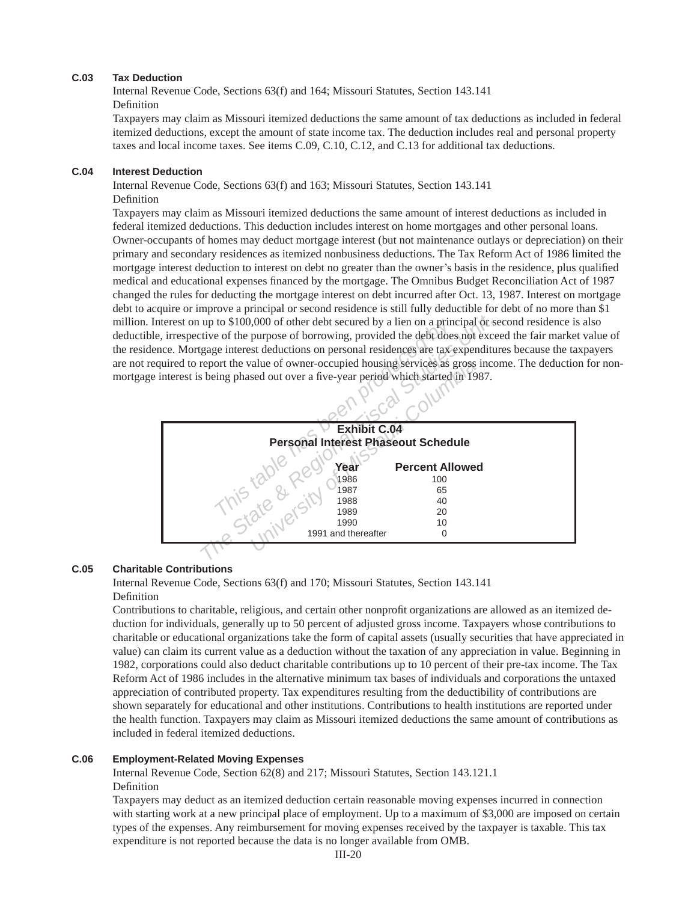### C.03 Tax Deduction

Internal Revenue Code, Sections 63(f) and 164; Missouri Statutes, Section 143.141

Definition

Taxpayers may claim as Missouri itemized deductions the same amount of tax deductions as included in federal itemized deductions, except the amount of state income tax. The deduction includes real and personal property taxes and local income taxes. See items C.09, C.10, C.12, and C.13 for additional tax deductions.

### C.04 Interest Deduction

Internal Revenue Code, Sections 63(f) and 163; Missouri Statutes, Section 143.141

Definition

Taxpayers may claim as Missouri itemized deductions the same amount of interest deductions as included in federal itemized deductions. This deduction includes interest on home mortgages and other personal loans. Owner-occupants of homes may deduct mortgage interest (but not maintenance outlays or depreciation) on their primary and secondary residences as itemized nonbusiness deductions. The Tax Reform Act of 1986 limited the mortgage interest deduction to interest on debt no greater than the owner's basis in the residence, plus qualified medical and educational expenses financed by the mortgage. The Omnibus Budget Reconciliation Act of 1987 changed the rules for deducting the mortgage interest on debt incurred after Oct. 13, 1987. Interest on mortgage debt to acquire or improve a principal or second residence is still fully deductible for debt of no more than $1 million. Interest on up to $100,000 of other debt secured by a lien on a principal or second residence is also deductible, irrespective of the purpose of borrowing, provided the debt does not exceed the fair market value of the residence. Mortgage interest deductions on personal residences are tax expenditures because the taxpayers are not required to report the value of owner-occupied housing services as gross income. The deduction for non-mortgage interest is being phased out over a five-year period which started in 1987.

**Exhibit C.04**
**Personal Interest Phaseout Schedule**

| Year | Percent Allowed |
|---|---|
| 1986 | 100 |
| 1987 | 65 |
| 1988 | 40 |
| 1989 | 20 |
| 1990 | 10 |
| 1991 and thereafter | 0 |

### C.05 Charitable Contributions

Internal Revenue Code, Sections 63(f) and 170; Missouri Statutes, Section 143.141

Definition

Contributions to charitable, religious, and certain other nonprofit organizations are allowed as an itemized deduction for individuals, generally up to 50 percent of adjusted gross income. Taxpayers whose contributions to charitable or educational organizations take the form of capital assets (usually securities that have appreciated in value) can claim its current value as a deduction without the taxation of any appreciation in value. Beginning in 1982, corporations could also deduct charitable contributions up to 10 percent of their pre-tax income. The Tax Reform Act of 1986 includes in the alternative minimum tax bases of individuals and corporations the untaxed appreciation of contributed property. Tax expenditures resulting from the deductibility of contributions are shown separately for educational and other institutions. Contributions to health institutions are reported under the health function. Taxpayers may claim as Missouri itemized deductions the same amount of contributions as included in federal itemized deductions.

### C.06 Employment-Related Moving Expenses

Internal Revenue Code, Section 62(8) and 217; Missouri Statutes, Section 143.121.1

Definition

Taxpayers may deduct as an itemized deduction certain reasonable moving expenses incurred in connection with starting work at a new principal place of employment. Up to a maximum of $3,000 are imposed on certain types of the expenses. Any reimbursement for moving expenses received by the taxpayer is taxable. This tax expenditure is not reported because the data is no longer available from OMB.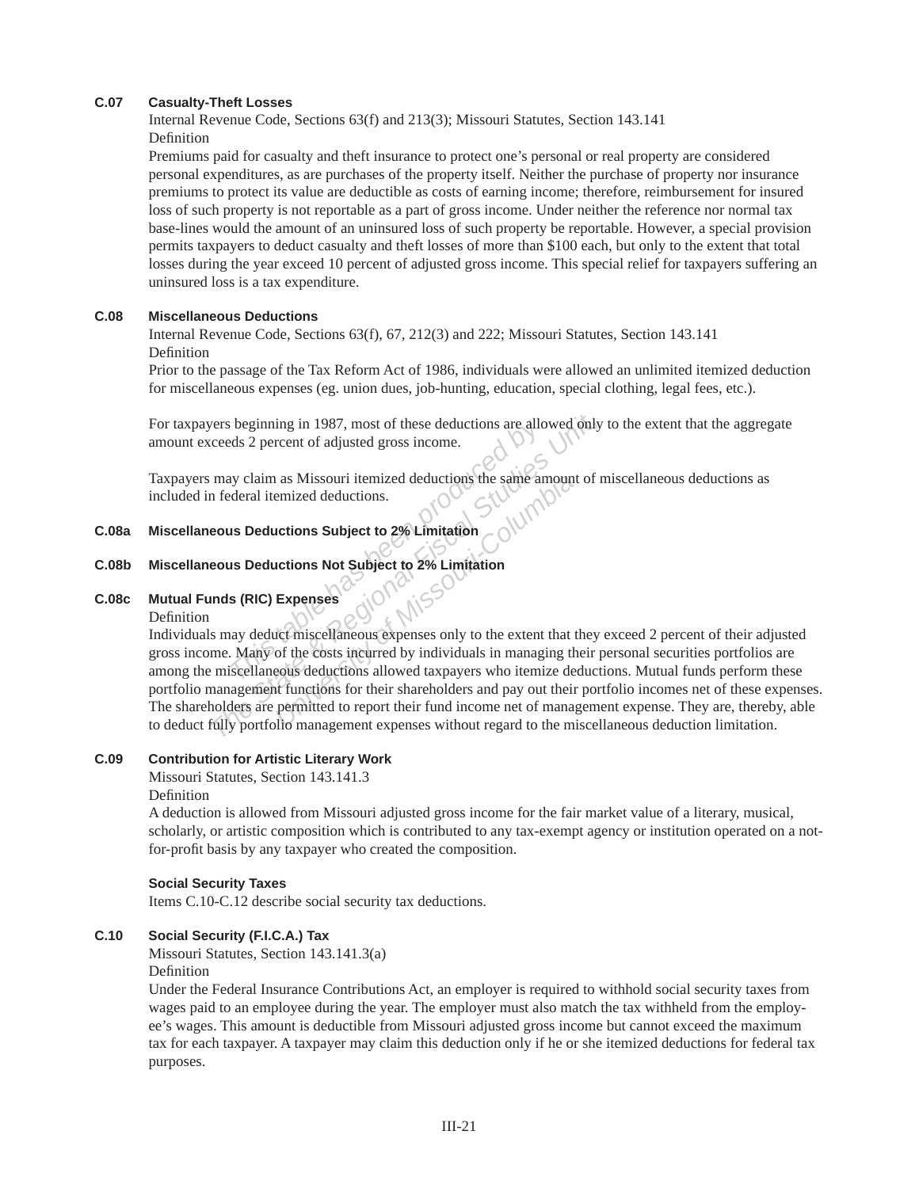### C.07 Casualty-Theft Losses

Internal Revenue Code, Sections 63(f) and 213(3); Missouri Statutes, Section 143.141

Definition

Premiums paid for casualty and theft insurance to protect one's personal or real property are considered personal expenditures, as are purchases of the property itself. Neither the purchase of property nor insurance premiums to protect its value are deductible as costs of earning income; therefore, reimbursement for insured loss of such property is not reportable as a part of gross income. Under neither the reference nor normal tax base-lines would the amount of an uninsured loss of such property be reportable. However, a special provision permits taxpayers to deduct casualty and theft losses of more than $100 each, but only to the extent that total losses during the year exceed 10 percent of adjusted gross income. This special relief for taxpayers suffering an uninsured loss is a tax expenditure.

### C.08 Miscellaneous Deductions

Internal Revenue Code, Sections 63(f), 67, 212(3) and 222; Missouri Statutes, Section 143.141

Definition

Prior to the passage of the Tax Reform Act of 1986, individuals were allowed an unlimited itemized deduction for miscellaneous expenses (eg. union dues, job-hunting, education, special clothing, legal fees, etc.).

For taxpayers beginning in 1987, most of these deductions are allowed only to the extent that the aggregate amount exceeds 2 percent of adjusted gross income.

Taxpayers may claim as Missouri itemized deductions the same amount of miscellaneous deductions as included in federal itemized deductions.

### C.08a Miscellaneous Deductions Subject to 2% Limitation

### C.08b Miscellaneous Deductions Not Subject to 2% Limitation

### C.08c Mutual Funds (RIC) Expenses

Definition

Individuals may deduct miscellaneous expenses only to the extent that they exceed 2 percent of their adjusted gross income. Many of the costs incurred by individuals in managing their personal securities portfolios are among the miscellaneous deductions allowed taxpayers who itemize deductions. Mutual funds perform these portfolio management functions for their shareholders and pay out their portfolio incomes net of these expenses. The shareholders are permitted to report their fund income net of management expense. They are, thereby, able to deduct fully portfolio management expenses without regard to the miscellaneous deduction limitation.

### C.09 Contribution for Artistic Literary Work

Missouri Statutes, Section 143.141.3

Definition

A deduction is allowed from Missouri adjusted gross income for the fair market value of a literary, musical, scholarly, or artistic composition which is contributed to any tax-exempt agency or institution operated on a not-for-profit basis by any taxpayer who created the composition.

### Social Security Taxes

Items C.10-C.12 describe social security tax deductions.

### C.10 Social Security (F.I.C.A.) Tax

Missouri Statutes, Section 143.141.3(a)

Definition

Under the Federal Insurance Contributions Act, an employer is required to withhold social security taxes from wages paid to an employee during the year. The employer must also match the tax withheld from the employee's wages. This amount is deductible from Missouri adjusted gross income but cannot exceed the maximum tax for each taxpayer. A taxpayer may claim this deduction only if he or she itemized deductions for federal tax purposes.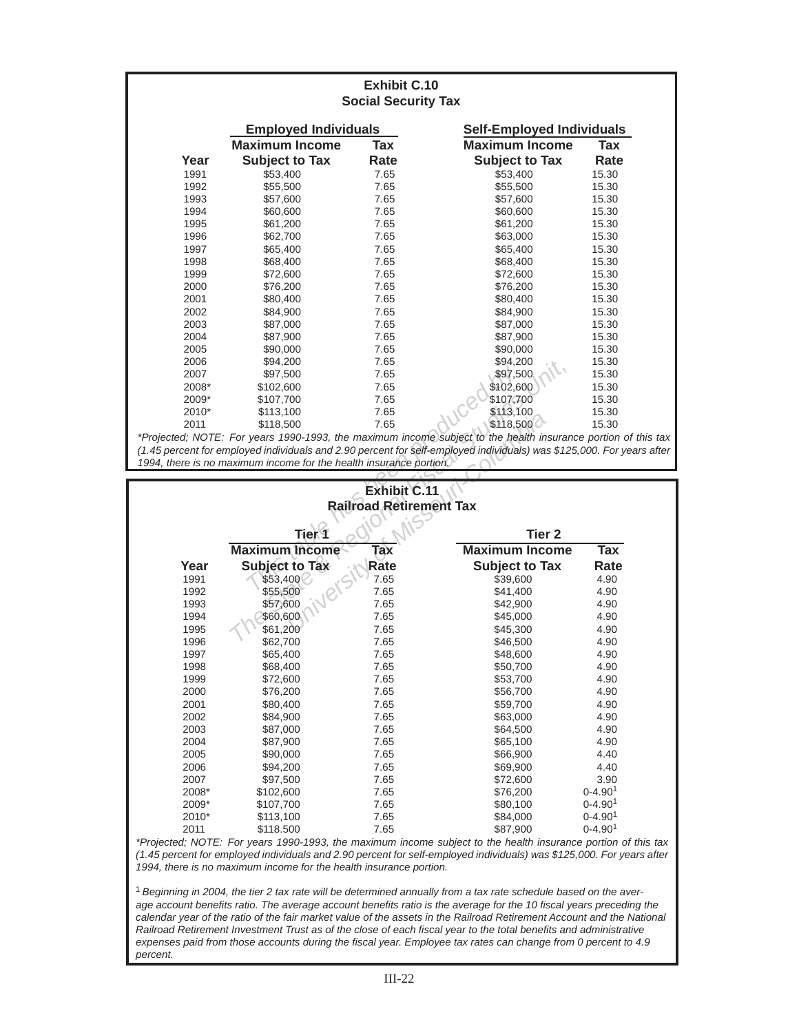## Exhibit C.10
## Social Security Tax

| Year | Employed Individuals: Maximum Income Subject to Tax | Employed Individuals: Tax Rate | Self-Employed Individuals: Maximum Income Subject to Tax | Self-Employed Individuals: Tax Rate |
|---|---|---|---|---|
| 1991 | $53,400 | 7.65 | $53,400 | 15.30 |
| 1992 | $55,500 | 7.65 | $55,500 | 15.30 |
| 1993 | $57,600 | 7.65 | $57,600 | 15.30 |
| 1994 | $60,600 | 7.65 | $60,600 | 15.30 |
| 1995 | $61,200 | 7.65 | $61,200 | 15.30 |
| 1996 | $62,700 | 7.65 | $63,000 | 15.30 |
| 1997 | $65,400 | 7.65 | $65,400 | 15.30 |
| 1998 | $68,400 | 7.65 | $68,400 | 15.30 |
| 1999 | $72,600 | 7.65 | $72,600 | 15.30 |
| 2000 | $76,200 | 7.65 | $76,200 | 15.30 |
| 2001 | $80,400 | 7.65 | $80,400 | 15.30 |
| 2002 | $84,900 | 7.65 | $84,900 | 15.30 |
| 2003 | $87,000 | 7.65 | $87,000 | 15.30 |
| 2004 | $87,900 | 7.65 | $87,900 | 15.30 |
| 2005 | $90,000 | 7.65 | $90,000 | 15.30 |
| 2006 | $94,200 | 7.65 | $94,200 | 15.30 |
| 2007 | $97,500 | 7.65 | $97,500 | 15.30 |
| 2008* | $102,600 | 7.65 | $102,600 | 15.30 |
| 2009* | $107,700 | 7.65 | $107,700 | 15.30 |
| 2010* | $113,100 | 7.65 | $113,100 | 15.30 |
| 2011 | $118,500 | 7.65 | $118,500 | 15.30 |

*\*Projected; NOTE: For years 1990-1993, the maximum income subject to the health insurance portion of this tax (1.45 percent for employed individuals and 2.90 percent for self-employed individuals) was $125,000. For years after 1994, there is no maximum income for the health insurance portion.*

## Exhibit C.11
## Railroad Retirement Tax

| Year | Tier 1: Maximum Income Subject to Tax | Tier 1: Tax Rate | Tier 2: Maximum Income Subject to Tax | Tier 2: Tax Rate |
|---|---|---|---|---|
| 1991 | $53,400 | 7.65 | $39,600 | 4.90 |
| 1992 | $55,500 | 7.65 | $41,400 | 4.90 |
| 1993 | $57,600 | 7.65 | $42,900 | 4.90 |
| 1994 | $60,600 | 7.65 | $45,000 | 4.90 |
| 1995 | $61,200 | 7.65 | $45,300 | 4.90 |
| 1996 | $62,700 | 7.65 | $46,500 | 4.90 |
| 1997 | $65,400 | 7.65 | $48,600 | 4.90 |
| 1998 | $68,400 | 7.65 | $50,700 | 4.90 |
| 1999 | $72,600 | 7.65 | $53,700 | 4.90 |
| 2000 | $76,200 | 7.65 | $56,700 | 4.90 |
| 2001 | $80,400 | 7.65 | $59,700 | 4.90 |
| 2002 | $84,900 | 7.65 | $63,000 | 4.90 |
| 2003 | $87,000 | 7.65 | $64,500 | 4.90 |
| 2004 | $87,900 | 7.65 | $65,100 | 4.90 |
| 2005 | $90,000 | 7.65 | $66,900 | 4.40 |
| 2006 | $94,200 | 7.65 | $69,900 | 4.40 |
| 2007 | $97,500 | 7.65 | $72,600 | 3.90 |
| 2008* | $102,600 | 7.65 | $76,200 | 0-4.90[1] |
| 2009* | $107,700 | 7.65 | $80,100 | 0-4.90[1] |
| 2010* | $113,100 | 7.65 | $84,000 | 0-4.90[1] |
| 2011 | $118.500 | 7.65 | $87,900 | 0-4.90[1] |

*\*Projected; NOTE: For years 1990-1993, the maximum income subject to the health insurance portion of this tax (1.45 percent for employed individuals and 2.90 percent for self-employed individuals) was $125,000. For years after 1994, there is no maximum income for the health insurance portion.*

[1] *Beginning in 2004, the tier 2 tax rate will be determined annually from a tax rate schedule based on the average account benefits ratio. The average account benefits ratio is the average for the 10 fiscal years preceding the calendar year of the ratio of the fair market value of the assets in the Railroad Retirement Account and the National Railroad Retirement Investment Trust as of the close of each fiscal year to the total benefits and administrative expenses paid from those accounts during the fiscal year. Employee tax rates can change from 0 percent to 4.9 percent.*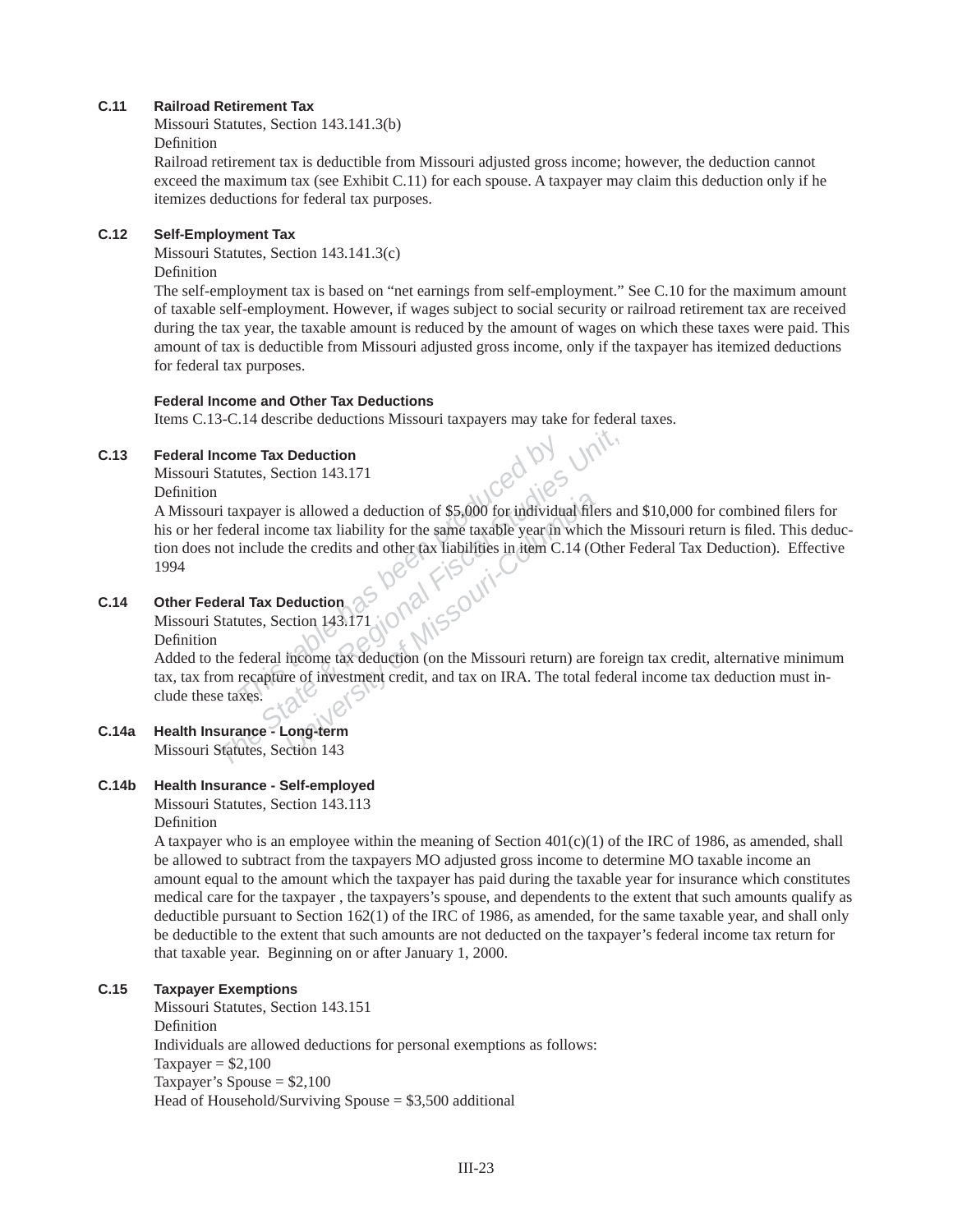**C.11 Railroad Retirement Tax**

Missouri Statutes, Section 143.141.3(b)

Definition

Railroad retirement tax is deductible from Missouri adjusted gross income; however, the deduction cannot exceed the maximum tax (see Exhibit C.11) for each spouse. A taxpayer may claim this deduction only if he itemizes deductions for federal tax purposes.

**C.12 Self-Employment Tax**

Missouri Statutes, Section 143.141.3(c)

Definition

The self-employment tax is based on "net earnings from self-employment." See C.10 for the maximum amount of taxable self-employment. However, if wages subject to social security or railroad retirement tax are received during the tax year, the taxable amount is reduced by the amount of wages on which these taxes were paid. This amount of tax is deductible from Missouri adjusted gross income, only if the taxpayer has itemized deductions for federal tax purposes.

**Federal Income and Other Tax Deductions**

Items C.13-C.14 describe deductions Missouri taxpayers may take for federal taxes.

**C.13 Federal Income Tax Deduction**

Missouri Statutes, Section 143.171

Definition

A Missouri taxpayer is allowed a deduction of $5,000 for individual filers and $10,000 for combined filers for his or her federal income tax liability for the same taxable year in which the Missouri return is filed. This deduction does not include the credits and other tax liabilities in item C.14 (Other Federal Tax Deduction). Effective 1994

**C.14 Other Federal Tax Deduction**

Missouri Statutes, Section 143.171

Definition

Added to the federal income tax deduction (on the Missouri return) are foreign tax credit, alternative minimum tax, tax from recapture of investment credit, and tax on IRA. The total federal income tax deduction must include these taxes.

**C.14a Health Insurance - Long-term**

Missouri Statutes, Section 143

**C.14b Health Insurance - Self-employed**

Missouri Statutes, Section 143.113

Definition

A taxpayer who is an employee within the meaning of Section 401(c)(1) of the IRC of 1986, as amended, shall be allowed to subtract from the taxpayers MO adjusted gross income to determine MO taxable income an amount equal to the amount which the taxpayer has paid during the taxable year for insurance which constitutes medical care for the taxpayer , the taxpayers's spouse, and dependents to the extent that such amounts qualify as deductible pursuant to Section 162(1) of the IRC of 1986, as amended, for the same taxable year, and shall only be deductible to the extent that such amounts are not deducted on the taxpayer's federal income tax return for that taxable year. Beginning on or after January 1, 2000.

**C.15 Taxpayer Exemptions**

Missouri Statutes, Section 143.151

Definition

Individuals are allowed deductions for personal exemptions as follows:

Taxpayer = $2,100

Taxpayer's Spouse = $2,100

Head of Household/Surviving Spouse = $3,500 additional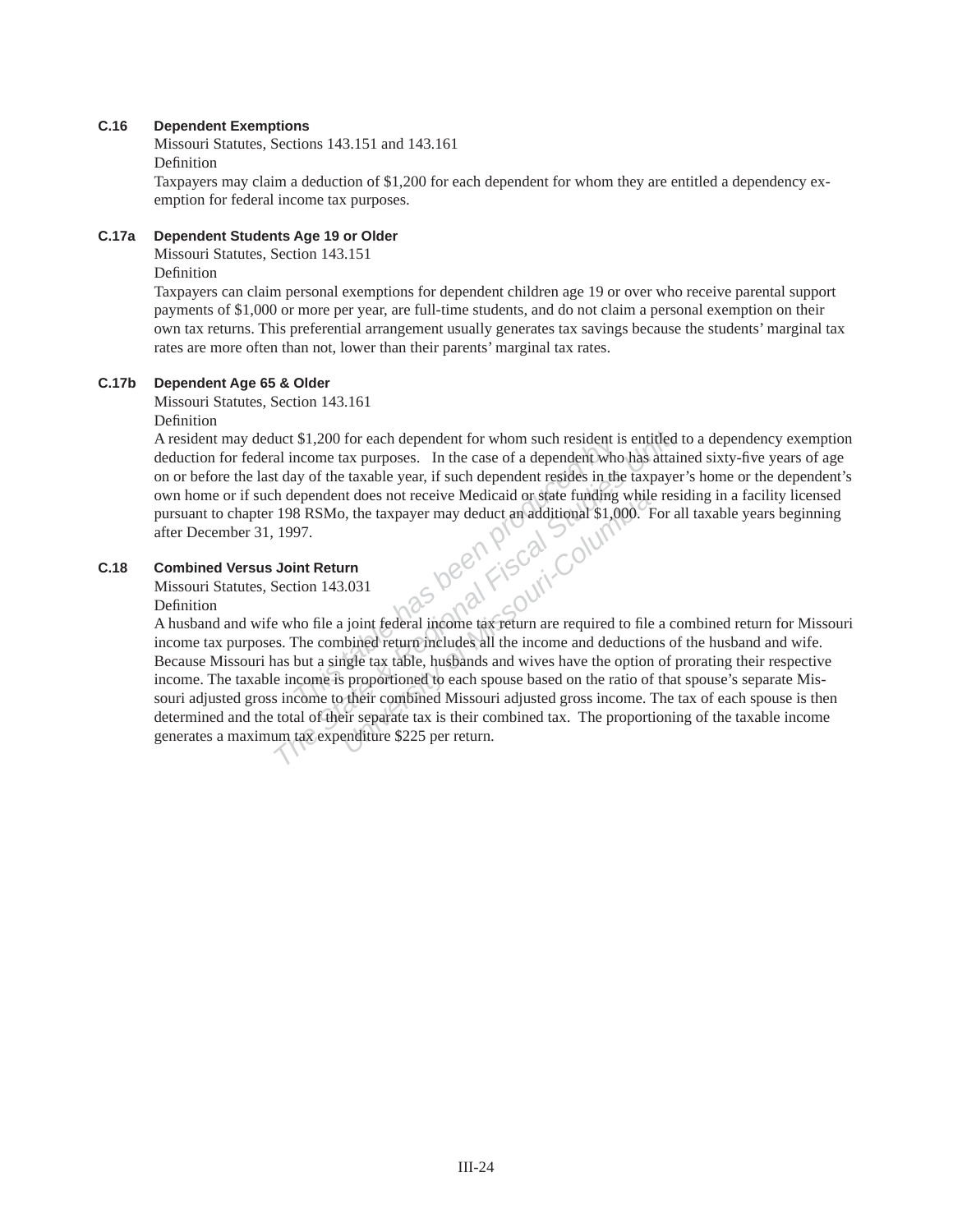**C.16 Dependent Exemptions**

Missouri Statutes, Sections 143.151 and 143.161

Definition

Taxpayers may claim a deduction of $1,200 for each dependent for whom they are entitled a dependency exemption for federal income tax purposes.

**C.17a Dependent Students Age 19 or Older**

Missouri Statutes, Section 143.151

Definition

Taxpayers can claim personal exemptions for dependent children age 19 or over who receive parental support payments of $1,000 or more per year, are full-time students, and do not claim a personal exemption on their own tax returns. This preferential arrangement usually generates tax savings because the students' marginal tax rates are more often than not, lower than their parents' marginal tax rates.

**C.17b Dependent Age 65 & Older**

Missouri Statutes, Section 143.161

Definition

A resident may deduct $1,200 for each dependent for whom such resident is entitled to a dependency exemption deduction for federal income tax purposes. In the case of a dependent who has attained sixty-five years of age on or before the last day of the taxable year, if such dependent resides in the taxpayer's home or the dependent's own home or if such dependent does not receive Medicaid or state funding while residing in a facility licensed pursuant to chapter 198 RSMo, the taxpayer may deduct an additional $1,000. For all taxable years beginning after December 31, 1997.

**C.18 Combined Versus Joint Return**

Missouri Statutes, Section 143.031

Definition

A husband and wife who file a joint federal income tax return are required to file a combined return for Missouri income tax purposes. The combined return includes all the income and deductions of the husband and wife. Because Missouri has but a single tax table, husbands and wives have the option of prorating their respective income. The taxable income is proportioned to each spouse based on the ratio of that spouse's separate Missouri adjusted gross income to their combined Missouri adjusted gross income. The tax of each spouse is then determined and the total of their separate tax is their combined tax. The proportioning of the taxable income generates a maximum tax expenditure $225 per return.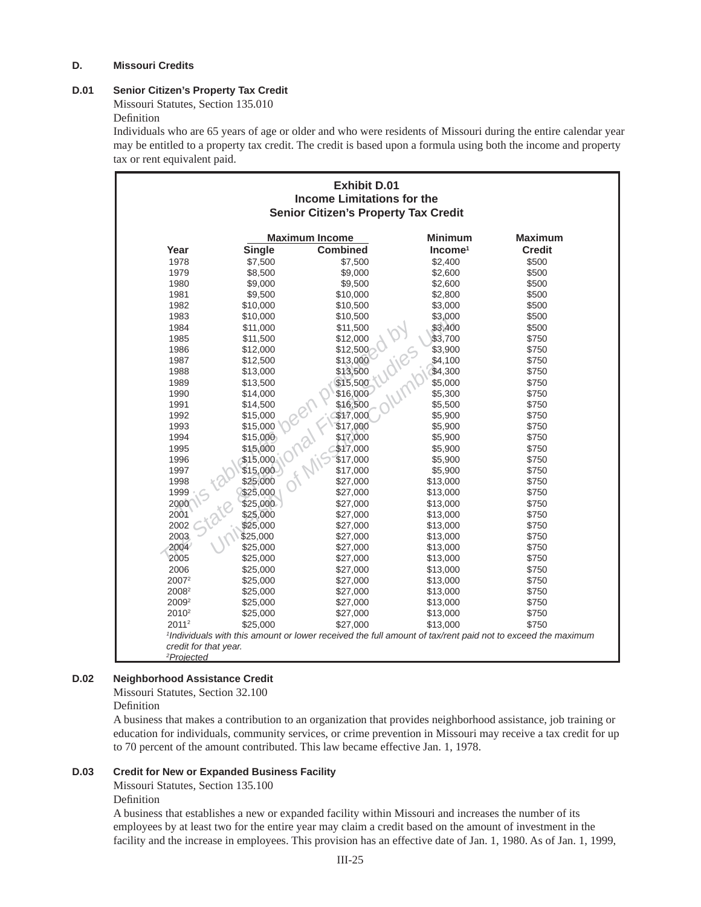## D. Missouri Credits

### D.01 Senior Citizen's Property Tax Credit

Missouri Statutes, Section 135.010

Definition

Individuals who are 65 years of age or older and who were residents of Missouri during the entire calendar year may be entitled to a property tax credit. The credit is based upon a formula using both the income and property tax or rent equivalent paid.

**Exhibit D.01**
**Income Limitations for the Senior Citizen's Property Tax Credit**

| Year | Maximum Income Single | Maximum Income Combined | Minimum Income[1] | Maximum Credit |
|---|---|---|---|---|
| 1978 | $7,500 | $7,500 | $2,400 | $500 |
| 1979 | $8,500 | $9,000 | $2,600 | $500 |
| 1980 | $9,000 | $9,500 | $2,600 | $500 |
| 1981 | $9,500 | $10,000 | $2,800 | $500 |
| 1982 | $10,000 | $10,500 | $3,000 | $500 |
| 1983 | $10,000 | $10,500 | $3,000 | $500 |
| 1984 | $11,000 | $11,500 | $3,400 | $500 |
| 1985 | $11,500 | $12,000 | $3,700 | $750 |
| 1986 | $12,000 | $12,500 | $3,900 | $750 |
| 1987 | $12,500 | $13,000 | $4,100 | $750 |
| 1988 | $13,000 | $13,500 | $4,300 | $750 |
| 1989 | $13,500 | $15,500 | $5,000 | $750 |
| 1990 | $14,000 | $16,000 | $5,300 | $750 |
| 1991 | $14,500 | $16,500 | $5,500 | $750 |
| 1992 | $15,000 | $17,000 | $5,900 | $750 |
| 1993 | $15,000 | $17,000 | $5,900 | $750 |
| 1994 | $15,000 | $17,000 | $5,900 | $750 |
| 1995 | $15,000 | $17,000 | $5,900 | $750 |
| 1996 | $15,000 | $17,000 | $5,900 | $750 |
| 1997 | $15,000 | $17,000 | $5,900 | $750 |
| 1998 | $25,000 | $27,000 | $13,000 | $750 |
| 1999 | $25,000 | $27,000 | $13,000 | $750 |
| 2000 | $25,000 | $27,000 | $13,000 | $750 |
| 2001 | $25,000 | $27,000 | $13,000 | $750 |
| 2002 | $25,000 | $27,000 | $13,000 | $750 |
| 2003 | $25,000 | $27,000 | $13,000 | $750 |
| 2004 | $25,000 | $27,000 | $13,000 | $750 |
| 2005 | $25,000 | $27,000 | $13,000 | $750 |
| 2006 | $25,000 | $27,000 | $13,000 | $750 |
| 2007[2] | $25,000 | $27,000 | $13,000 | $750 |
| 2008[2] | $25,000 | $27,000 | $13,000 | $750 |
| 2009[2] | $25,000 | $27,000 | $13,000 | $750 |
| 2010[2] | $25,000 | $27,000 | $13,000 | $750 |
| 2011[2] | $25,000 | $27,000 | $13,000 | $750 |

*[1]Individuals with this amount or lower received the full amount of tax/rent paid not to exceed the maximum credit for that year.*
*[2]Projected*

### D.02 Neighborhood Assistance Credit

Missouri Statutes, Section 32.100

Definition

A business that makes a contribution to an organization that provides neighborhood assistance, job training or education for individuals, community services, or crime prevention in Missouri may receive a tax credit for up to 70 percent of the amount contributed. This law became effective Jan. 1, 1978.

### D.03 Credit for New or Expanded Business Facility

Missouri Statutes, Section 135.100

Definition

A business that establishes a new or expanded facility within Missouri and increases the number of its employees by at least two for the entire year may claim a credit based on the amount of investment in the facility and the increase in employees. This provision has an effective date of Jan. 1, 1980. As of Jan. 1, 1999,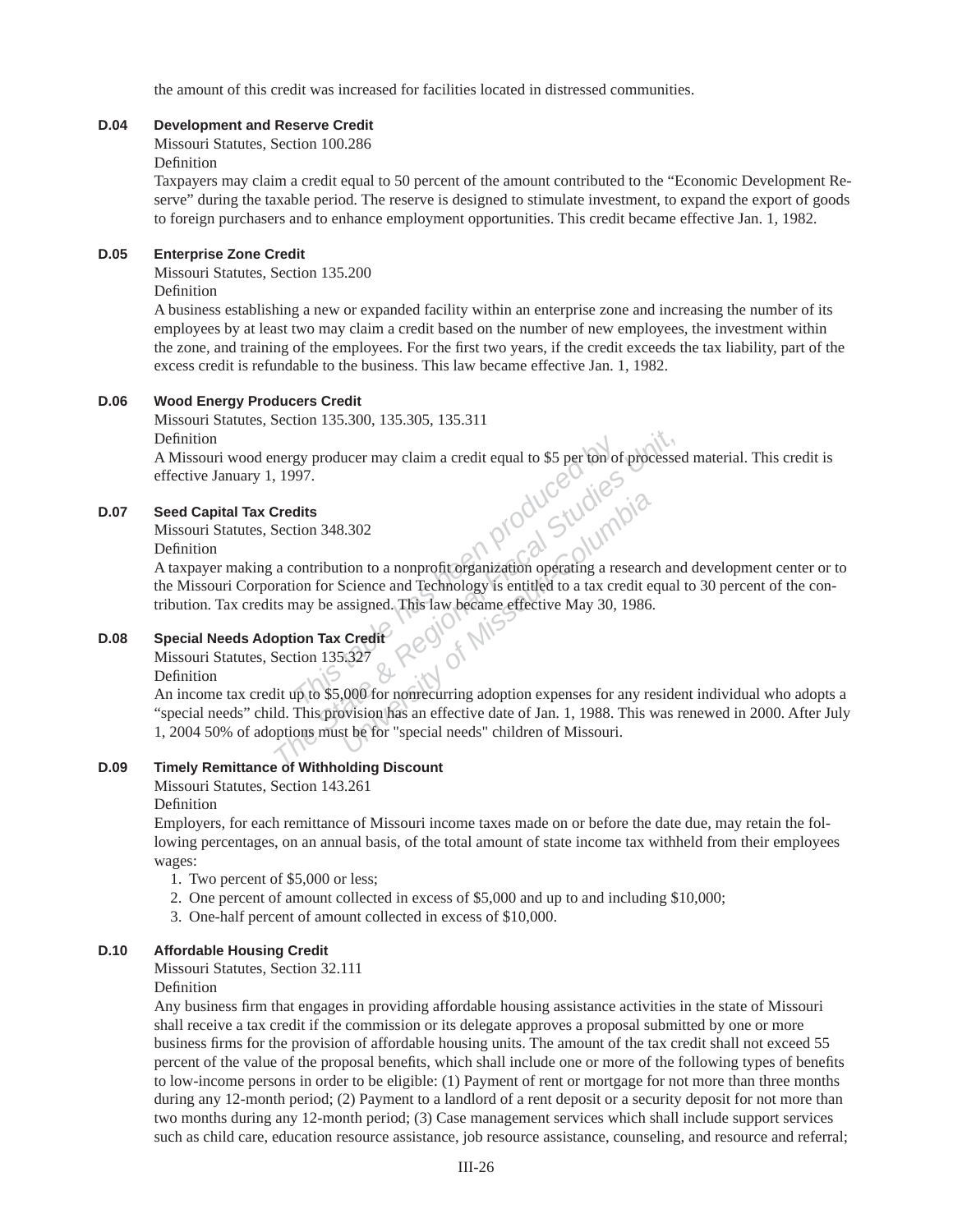the amount of this credit was increased for facilities located in distressed communities.

### D.04 Development and Reserve Credit

Missouri Statutes, Section 100.286

Definition

Taxpayers may claim a credit equal to 50 percent of the amount contributed to the "Economic Development Reserve" during the taxable period. The reserve is designed to stimulate investment, to expand the export of goods to foreign purchasers and to enhance employment opportunities. This credit became effective Jan. 1, 1982.

### D.05 Enterprise Zone Credit

Missouri Statutes, Section 135.200

Definition

A business establishing a new or expanded facility within an enterprise zone and increasing the number of its employees by at least two may claim a credit based on the number of new employees, the investment within the zone, and training of the employees. For the first two years, if the credit exceeds the tax liability, part of the excess credit is refundable to the business. This law became effective Jan. 1, 1982.

### D.06 Wood Energy Producers Credit

Missouri Statutes, Section 135.300, 135.305, 135.311

Definition

A Missouri wood energy producer may claim a credit equal to $5 per ton of processed material. This credit is effective January 1, 1997.

### D.07 Seed Capital Tax Credits

Missouri Statutes, Section 348.302

Definition

A taxpayer making a contribution to a nonprofit organization operating a research and development center or to the Missouri Corporation for Science and Technology is entitled to a tax credit equal to 30 percent of the contribution. Tax credits may be assigned. This law became effective May 30, 1986.

### D.08 Special Needs Adoption Tax Credit

Missouri Statutes, Section 135.327

Definition

An income tax credit up to $5,000 for nonrecurring adoption expenses for any resident individual who adopts a "special needs" child. This provision has an effective date of Jan. 1, 1988. This was renewed in 2000. After July 1, 2004 50% of adoptions must be for "special needs" children of Missouri.

### D.09 Timely Remittance of Withholding Discount

Missouri Statutes, Section 143.261

Definition

Employers, for each remittance of Missouri income taxes made on or before the date due, may retain the following percentages, on an annual basis, of the total amount of state income tax withheld from their employees wages:

1. Two percent of $5,000 or less;
2. One percent of amount collected in excess of $5,000 and up to and including $10,000;
3. One-half percent of amount collected in excess of $10,000.

### D.10 Affordable Housing Credit

Missouri Statutes, Section 32.111

Definition

Any business firm that engages in providing affordable housing assistance activities in the state of Missouri shall receive a tax credit if the commission or its delegate approves a proposal submitted by one or more business firms for the provision of affordable housing units. The amount of the tax credit shall not exceed 55 percent of the value of the proposal benefits, which shall include one or more of the following types of benefits to low-income persons in order to be eligible: (1) Payment of rent or mortgage for not more than three months during any 12-month period; (2) Payment to a landlord of a rent deposit or a security deposit for not more than two months during any 12-month period; (3) Case management services which shall include support services such as child care, education resource assistance, job resource assistance, counseling, and resource and referral;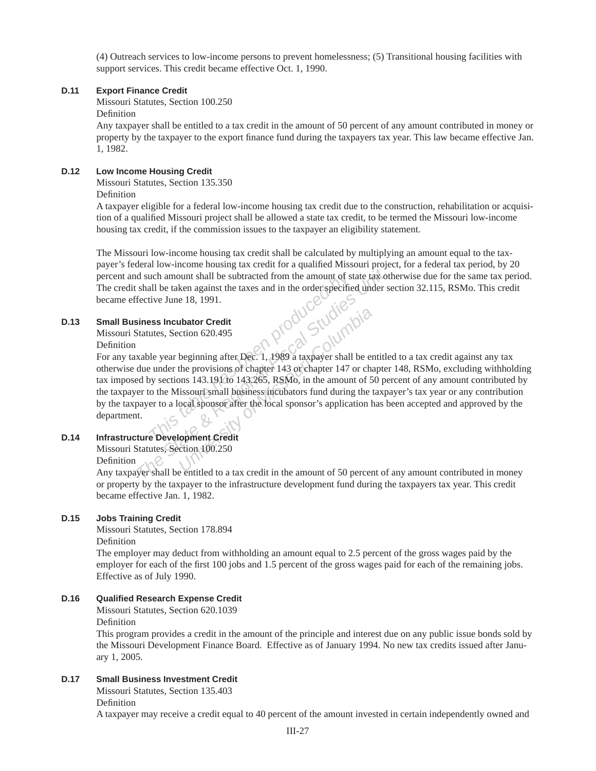(4) Outreach services to low-income persons to prevent homelessness; (5) Transitional housing facilities with support services. This credit became effective Oct. 1, 1990.

**D.11 Export Finance Credit**

Missouri Statutes, Section 100.250

Definition

Any taxpayer shall be entitled to a tax credit in the amount of 50 percent of any amount contributed in money or property by the taxpayer to the export finance fund during the taxpayers tax year. This law became effective Jan. 1, 1982.

**D.12 Low Income Housing Credit**

Missouri Statutes, Section 135.350

Definition

A taxpayer eligible for a federal low-income housing tax credit due to the construction, rehabilitation or acquisition of a qualified Missouri project shall be allowed a state tax credit, to be termed the Missouri low-income housing tax credit, if the commission issues to the taxpayer an eligibility statement.

The Missouri low-income housing tax credit shall be calculated by multiplying an amount equal to the taxpayer's federal low-income housing tax credit for a qualified Missouri project, for a federal tax period, by 20 percent and such amount shall be subtracted from the amount of state tax otherwise due for the same tax period. The credit shall be taken against the taxes and in the order specified under section 32.115, RSMo. This credit became effective June 18, 1991.

**D.13 Small Business Incubator Credit**

Missouri Statutes, Section 620.495

Definition

For any taxable year beginning after Dec. 1, 1989 a taxpayer shall be entitled to a tax credit against any tax otherwise due under the provisions of chapter 143 or chapter 147 or chapter 148, RSMo, excluding withholding tax imposed by sections 143.191 to 143.265, RSMo, in the amount of 50 percent of any amount contributed by the taxpayer to the Missouri small business incubators fund during the taxpayer's tax year or any contribution by the taxpayer to a local sponsor after the local sponsor's application has been accepted and approved by the department.

**D.14 Infrastructure Development Credit**

Missouri Statutes, Section 100.250

Definition

Any taxpayer shall be entitled to a tax credit in the amount of 50 percent of any amount contributed in money or property by the taxpayer to the infrastructure development fund during the taxpayers tax year. This credit became effective Jan. 1, 1982.

**D.15 Jobs Training Credit**

Missouri Statutes, Section 178.894

Definition

The employer may deduct from withholding an amount equal to 2.5 percent of the gross wages paid by the employer for each of the first 100 jobs and 1.5 percent of the gross wages paid for each of the remaining jobs. Effective as of July 1990.

**D.16 Qualified Research Expense Credit**

Missouri Statutes, Section 620.1039

Definition

This program provides a credit in the amount of the principle and interest due on any public issue bonds sold by the Missouri Development Finance Board. Effective as of January 1994. No new tax credits issued after January 1, 2005.

**D.17 Small Business Investment Credit**

Missouri Statutes, Section 135.403

Definition

A taxpayer may receive a credit equal to 40 percent of the amount invested in certain independently owned and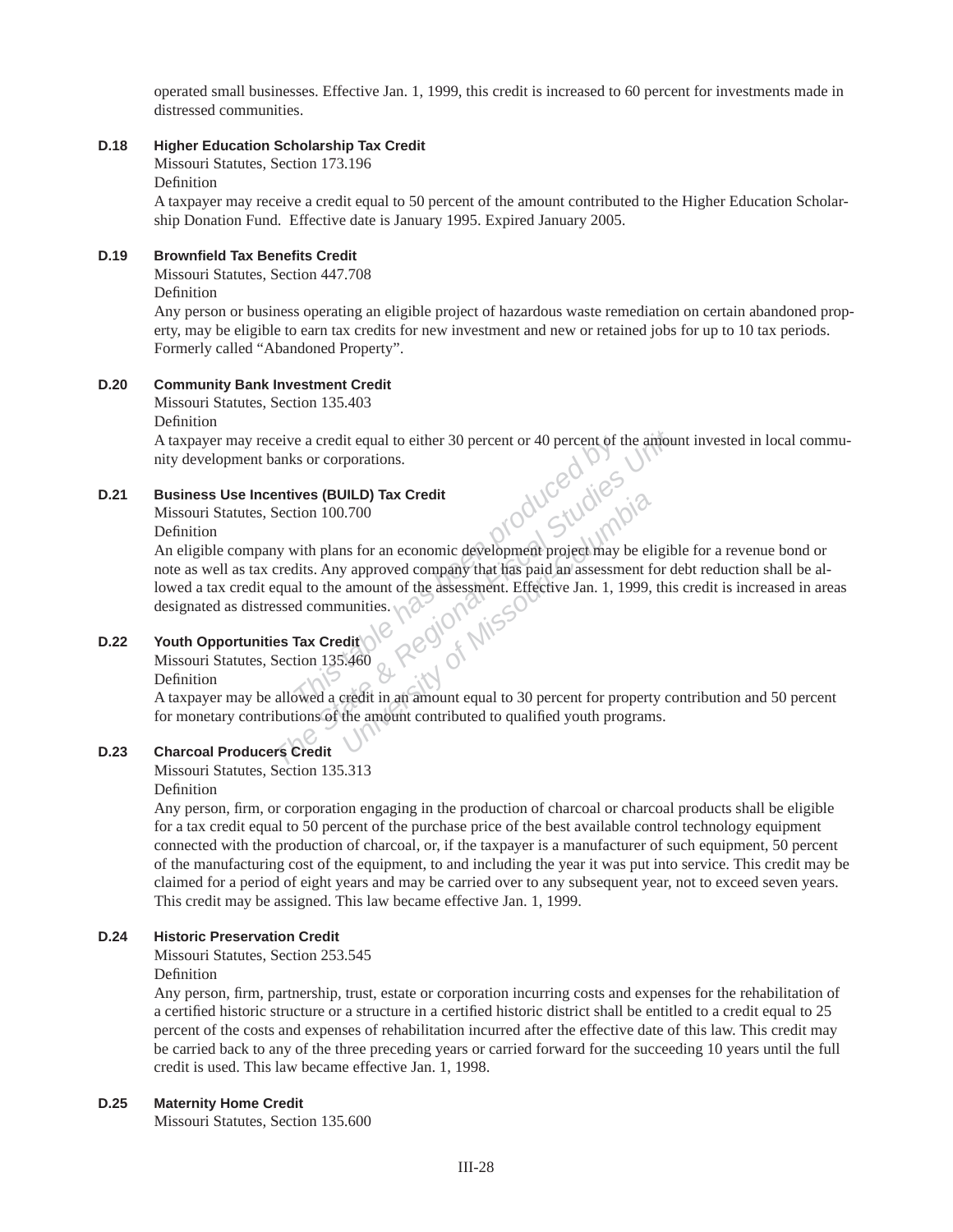operated small businesses. Effective Jan. 1, 1999, this credit is increased to 60 percent for investments made in distressed communities.

**D.18 Higher Education Scholarship Tax Credit**

Missouri Statutes, Section 173.196

Definition

A taxpayer may receive a credit equal to 50 percent of the amount contributed to the Higher Education Scholarship Donation Fund. Effective date is January 1995. Expired January 2005.

**D.19 Brownfield Tax Benefits Credit**

Missouri Statutes, Section 447.708

Definition

Any person or business operating an eligible project of hazardous waste remediation on certain abandoned property, may be eligible to earn tax credits for new investment and new or retained jobs for up to 10 tax periods. Formerly called "Abandoned Property".

**D.20 Community Bank Investment Credit**

Missouri Statutes, Section 135.403

Definition

A taxpayer may receive a credit equal to either 30 percent or 40 percent of the amount invested in local community development banks or corporations.

**D.21 Business Use Incentives (BUILD) Tax Credit**

Missouri Statutes, Section 100.700

Definition

An eligible company with plans for an economic development project may be eligible for a revenue bond or note as well as tax credits. Any approved company that has paid an assessment for debt reduction shall be allowed a tax credit equal to the amount of the assessment. Effective Jan. 1, 1999, this credit is increased in areas designated as distressed communities.

**D.22 Youth Opportunities Tax Credit**

Missouri Statutes, Section 135.460

Definition

A taxpayer may be allowed a credit in an amount equal to 30 percent for property contribution and 50 percent for monetary contributions of the amount contributed to qualified youth programs.

**D.23 Charcoal Producers Credit**

Missouri Statutes, Section 135.313

Definition

Any person, firm, or corporation engaging in the production of charcoal or charcoal products shall be eligible for a tax credit equal to 50 percent of the purchase price of the best available control technology equipment connected with the production of charcoal, or, if the taxpayer is a manufacturer of such equipment, 50 percent of the manufacturing cost of the equipment, to and including the year it was put into service. This credit may be claimed for a period of eight years and may be carried over to any subsequent year, not to exceed seven years. This credit may be assigned. This law became effective Jan. 1, 1999.

**D.24 Historic Preservation Credit**

Missouri Statutes, Section 253.545

Definition

Any person, firm, partnership, trust, estate or corporation incurring costs and expenses for the rehabilitation of a certified historic structure or a structure in a certified historic district shall be entitled to a credit equal to 25 percent of the costs and expenses of rehabilitation incurred after the effective date of this law. This credit may be carried back to any of the three preceding years or carried forward for the succeeding 10 years until the full credit is used. This law became effective Jan. 1, 1998.

**D.25 Maternity Home Credit**

Missouri Statutes, Section 135.600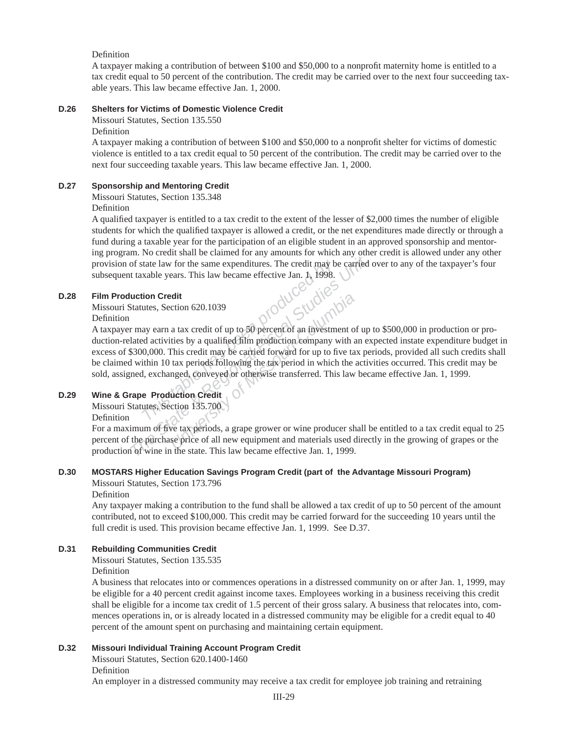Definition

A taxpayer making a contribution of between $100 and $50,000 to a nonprofit maternity home is entitled to a tax credit equal to 50 percent of the contribution. The credit may be carried over to the next four succeeding taxable years. This law became effective Jan. 1, 2000.

### D.26 Shelters for Victims of Domestic Violence Credit

Missouri Statutes, Section 135.550

Definition

A taxpayer making a contribution of between $100 and $50,000 to a nonprofit shelter for victims of domestic violence is entitled to a tax credit equal to 50 percent of the contribution. The credit may be carried over to the next four succeeding taxable years. This law became effective Jan. 1, 2000.

### D.27 Sponsorship and Mentoring Credit

Missouri Statutes, Section 135.348

Definition

A qualified taxpayer is entitled to a tax credit to the extent of the lesser of $2,000 times the number of eligible students for which the qualified taxpayer is allowed a credit, or the net expenditures made directly or through a fund during a taxable year for the participation of an eligible student in an approved sponsorship and mentoring program. No credit shall be claimed for any amounts for which any other credit is allowed under any other provision of state law for the same expenditures. The credit may be carried over to any of the taxpayer's four subsequent taxable years. This law became effective Jan. 1, 1998.

### D.28 Film Production Credit

Missouri Statutes, Section 620.1039

Definition

A taxpayer may earn a tax credit of up to 50 percent of an investment of up to $500,000 in production or production-related activities by a qualified film production company with an expected instate expenditure budget in excess of $300,000. This credit may be carried forward for up to five tax periods, provided all such credits shall be claimed within 10 tax periods following the tax period in which the activities occurred. This credit may be sold, assigned, exchanged, conveyed or otherwise transferred. This law became effective Jan. 1, 1999.

### D.29 Wine & Grape Production Credit

Missouri Statutes, Section 135.700

Definition

For a maximum of five tax periods, a grape grower or wine producer shall be entitled to a tax credit equal to 25 percent of the purchase price of all new equipment and materials used directly in the growing of grapes or the production of wine in the state. This law became effective Jan. 1, 1999.

### D.30 MOSTARS Higher Education Savings Program Credit (part of the Advantage Missouri Program)

Missouri Statutes, Section 173.796

Definition

Any taxpayer making a contribution to the fund shall be allowed a tax credit of up to 50 percent of the amount contributed, not to exceed $100,000. This credit may be carried forward for the succeeding 10 years until the full credit is used. This provision became effective Jan. 1, 1999. See D.37.

### D.31 Rebuilding Communities Credit

Missouri Statutes, Section 135.535

Definition

A business that relocates into or commences operations in a distressed community on or after Jan. 1, 1999, may be eligible for a 40 percent credit against income taxes. Employees working in a business receiving this credit shall be eligible for a income tax credit of 1.5 percent of their gross salary. A business that relocates into, commences operations in, or is already located in a distressed community may be eligible for a credit equal to 40 percent of the amount spent on purchasing and maintaining certain equipment.

### D.32 Missouri Individual Training Account Program Credit

Missouri Statutes, Section 620.1400-1460

Definition

An employer in a distressed community may receive a tax credit for employee job training and retraining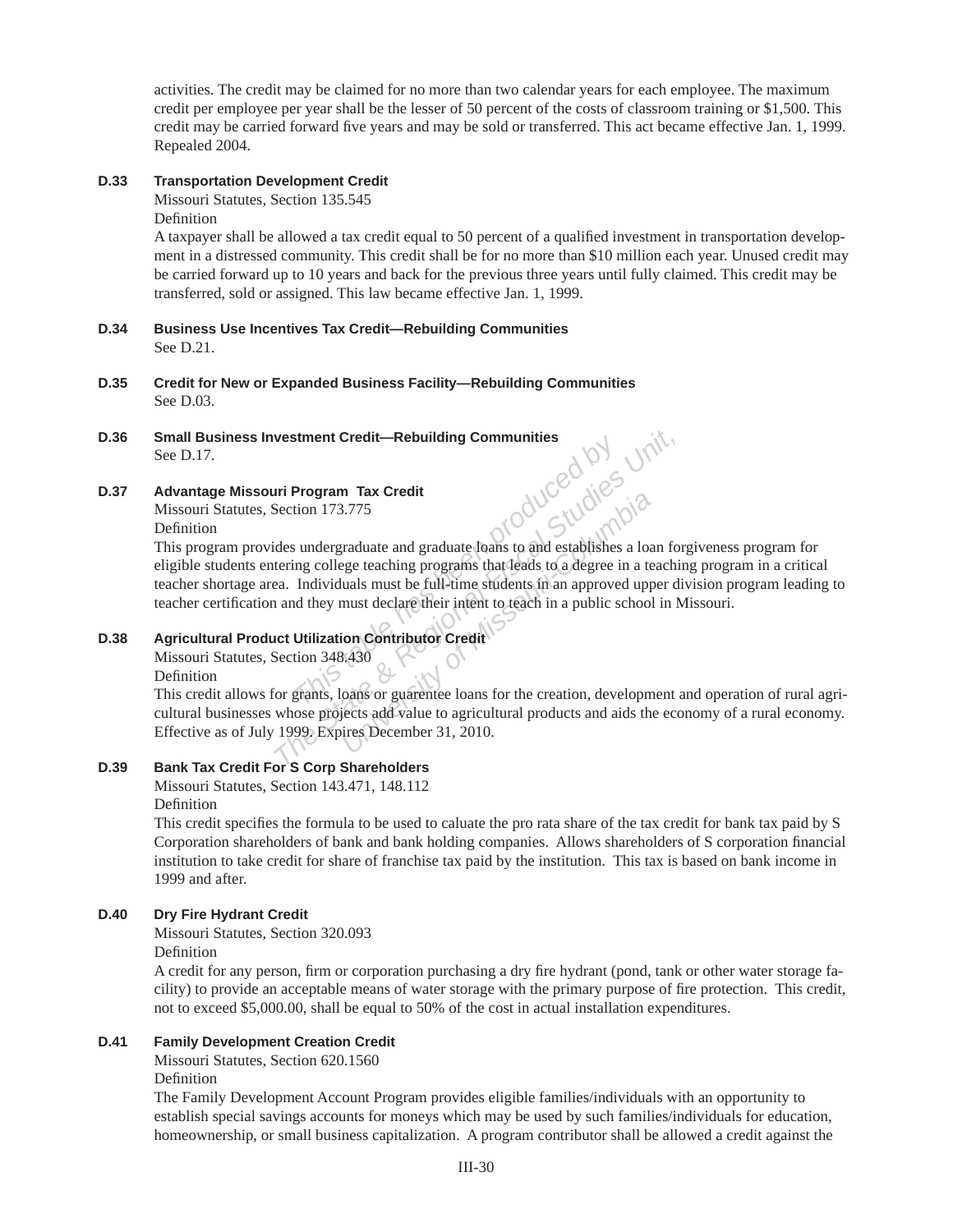activities. The credit may be claimed for no more than two calendar years for each employee. The maximum credit per employee per year shall be the lesser of 50 percent of the costs of classroom training or $1,500. This credit may be carried forward five years and may be sold or transferred. This act became effective Jan. 1, 1999. Repealed 2004.

**D.33 Transportation Development Credit**

Missouri Statutes, Section 135.545

Definition

A taxpayer shall be allowed a tax credit equal to 50 percent of a qualified investment in transportation development in a distressed community. This credit shall be for no more than $10 million each year. Unused credit may be carried forward up to 10 years and back for the previous three years until fully claimed. This credit may be transferred, sold or assigned. This law became effective Jan. 1, 1999.

**D.34 Business Use Incentives Tax Credit—Rebuilding Communities**

See D.21.

**D.35 Credit for New or Expanded Business Facility—Rebuilding Communities**

See D.03.

**D.36 Small Business Investment Credit—Rebuilding Communities**

See D.17.

**D.37 Advantage Missouri Program Tax Credit**

Missouri Statutes, Section 173.775

Definition

This program provides undergraduate and graduate loans to and establishes a loan forgiveness program for eligible students entering college teaching programs that leads to a degree in a teaching program in a critical teacher shortage area. Individuals must be full-time students in an approved upper division program leading to teacher certification and they must declare their intent to teach in a public school in Missouri.

**D.38 Agricultural Product Utilization Contributor Credit**

Missouri Statutes, Section 348.430

Definition

This credit allows for grants, loans or guarentee loans for the creation, development and operation of rural agricultural businesses whose projects add value to agricultural products and aids the economy of a rural economy. Effective as of July 1999. Expires December 31, 2010.

**D.39 Bank Tax Credit For S Corp Shareholders**

Missouri Statutes, Section 143.471, 148.112

Definition

This credit specifies the formula to be used to caluate the pro rata share of the tax credit for bank tax paid by S Corporation shareholders of bank and bank holding companies. Allows shareholders of S corporation financial institution to take credit for share of franchise tax paid by the institution. This tax is based on bank income in 1999 and after.

**D.40 Dry Fire Hydrant Credit**

Missouri Statutes, Section 320.093

Definition

A credit for any person, firm or corporation purchasing a dry fire hydrant (pond, tank or other water storage facility) to provide an acceptable means of water storage with the primary purpose of fire protection. This credit, not to exceed $5,000.00, shall be equal to 50% of the cost in actual installation expenditures.

**D.41 Family Development Creation Credit**

Missouri Statutes, Section 620.1560

Definition

The Family Development Account Program provides eligible families/individuals with an opportunity to establish special savings accounts for moneys which may be used by such families/individuals for education, homeownership, or small business capitalization. A program contributor shall be allowed a credit against the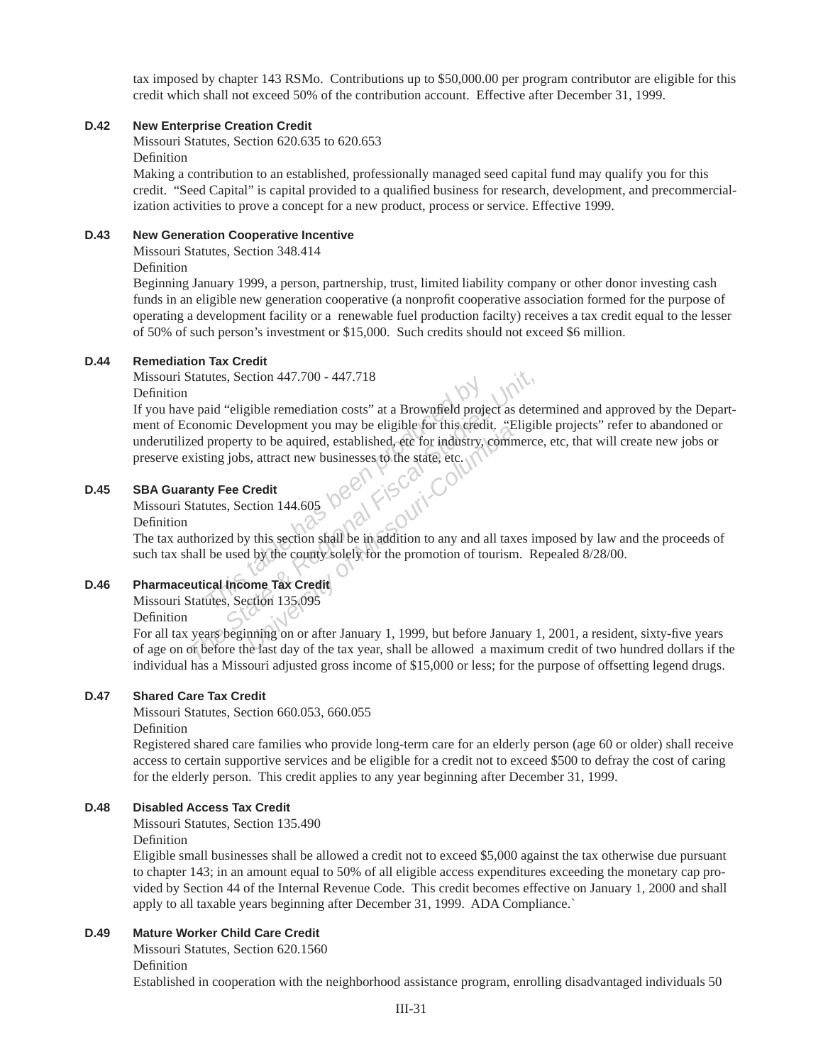tax imposed by chapter 143 RSMo. Contributions up to $50,000.00 per program contributor are eligible for this credit which shall not exceed 50% of the contribution account. Effective after December 31, 1999.

**D.42 New Enterprise Creation Credit**

Missouri Statutes, Section 620.635 to 620.653

Definition

Making a contribution to an established, professionally managed seed capital fund may qualify you for this credit. "Seed Capital" is capital provided to a qualified business for research, development, and precommercialization activities to prove a concept for a new product, process or service. Effective 1999.

**D.43 New Generation Cooperative Incentive**

Missouri Statutes, Section 348.414

Definition

Beginning January 1999, a person, partnership, trust, limited liability company or other donor investing cash funds in an eligible new generation cooperative (a nonprofit cooperative association formed for the purpose of operating a development facility or a renewable fuel production facilty) receives a tax credit equal to the lesser of 50% of such person's investment or $15,000. Such credits should not exceed $6 million.

**D.44 Remediation Tax Credit**

Missouri Statutes, Section 447.700 - 447.718

Definition

If you have paid "eligible remediation costs" at a Brownfield project as determined and approved by the Department of Economic Development you may be eligible for this credit. "Eligible projects" refer to abandoned or underutilized property to be aquired, established, etc for industry, commerce, etc, that will create new jobs or preserve existing jobs, attract new businesses to the state, etc.

**D.45 SBA Guaranty Fee Credit**

Missouri Statutes, Section 144.605

Definition

The tax authorized by this section shall be in addition to any and all taxes imposed by law and the proceeds of such tax shall be used by the county solely for the promotion of tourism. Repealed 8/28/00.

**D.46 Pharmaceutical Income Tax Credit**

Missouri Statutes, Section 135.095

Definition

For all tax years beginning on or after January 1, 1999, but before January 1, 2001, a resident, sixty-five years of age on or before the last day of the tax year, shall be allowed a maximum credit of two hundred dollars if the individual has a Missouri adjusted gross income of $15,000 or less; for the purpose of offsetting legend drugs.

**D.47 Shared Care Tax Credit**

Missouri Statutes, Section 660.053, 660.055

Definition

Registered shared care families who provide long-term care for an elderly person (age 60 or older) shall receive access to certain supportive services and be eligible for a credit not to exceed $500 to defray the cost of caring for the elderly person. This credit applies to any year beginning after December 31, 1999.

**D.48 Disabled Access Tax Credit**

Missouri Statutes, Section 135.490

Definition

Eligible small businesses shall be allowed a credit not to exceed $5,000 against the tax otherwise due pursuant to chapter 143; in an amount equal to 50% of all eligible access expenditures exceeding the monetary cap provided by Section 44 of the Internal Revenue Code. This credit becomes effective on January 1, 2000 and shall apply to all taxable years beginning after December 31, 1999. ADA Compliance.`

**D.49 Mature Worker Child Care Credit**

Missouri Statutes, Section 620.1560

Definition

Established in cooperation with the neighborhood assistance program, enrolling disadvantaged individuals 50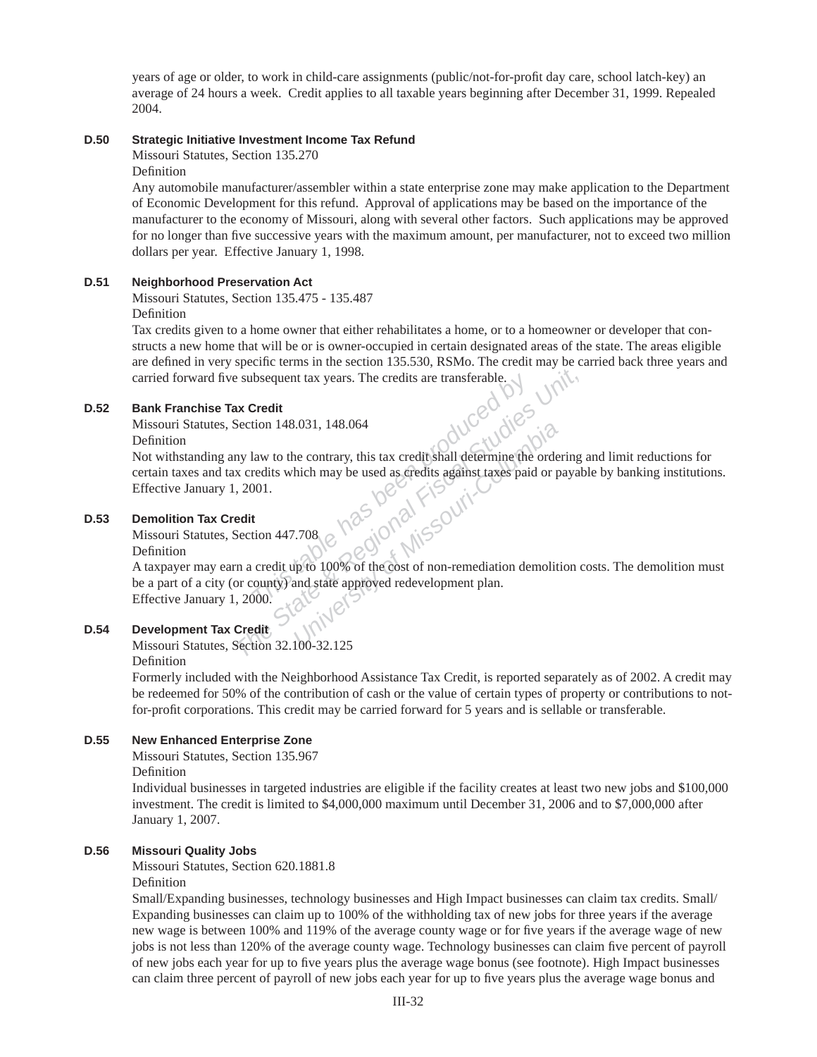years of age or older, to work in child-care assignments (public/not-for-profit day care, school latch-key) an average of 24 hours a week. Credit applies to all taxable years beginning after December 31, 1999. Repealed 2004.

**D.50 Strategic Initiative Investment Income Tax Refund**

Missouri Statutes, Section 135.270

Definition

Any automobile manufacturer/assembler within a state enterprise zone may make application to the Department of Economic Development for this refund. Approval of applications may be based on the importance of the manufacturer to the economy of Missouri, along with several other factors. Such applications may be approved for no longer than five successive years with the maximum amount, per manufacturer, not to exceed two million dollars per year. Effective January 1, 1998.

**D.51 Neighborhood Preservation Act**

Missouri Statutes, Section 135.475 - 135.487

Definition

Tax credits given to a home owner that either rehabilitates a home, or to a homeowner or developer that constructs a new home that will be or is owner-occupied in certain designated areas of the state. The areas eligible are defined in very specific terms in the section 135.530, RSMo. The credit may be carried back three years and carried forward five subsequent tax years. The credits are transferable.

**D.52 Bank Franchise Tax Credit**

Missouri Statutes, Section 148.031, 148.064

Definition

Not withstanding any law to the contrary, this tax credit shall determine the ordering and limit reductions for certain taxes and tax credits which may be used as credits against taxes paid or payable by banking institutions. Effective January 1, 2001.

**D.53 Demolition Tax Credit**

Missouri Statutes, Section 447.708

Definition

A taxpayer may earn a credit up to 100% of the cost of non-remediation demolition costs. The demolition must be a part of a city (or county) and state approved redevelopment plan.
Effective January 1, 2000.

**D.54 Development Tax Credit**

Missouri Statutes, Section 32.100-32.125

Definition

Formerly included with the Neighborhood Assistance Tax Credit, is reported separately as of 2002. A credit may be redeemed for 50% of the contribution of cash or the value of certain types of property or contributions to not-for-profit corporations. This credit may be carried forward for 5 years and is sellable or transferable.

**D.55 New Enhanced Enterprise Zone**

Missouri Statutes, Section 135.967

Definition

Individual businesses in targeted industries are eligible if the facility creates at least two new jobs and $100,000 investment. The credit is limited to $4,000,000 maximum until December 31, 2006 and to $7,000,000 after January 1, 2007.

**D.56 Missouri Quality Jobs**

Missouri Statutes, Section 620.1881.8

Definition

Small/Expanding businesses, technology businesses and High Impact businesses can claim tax credits. Small/Expanding businesses can claim up to 100% of the withholding tax of new jobs for three years if the average new wage is between 100% and 119% of the average county wage or for five years if the average wage of new jobs is not less than 120% of the average county wage. Technology businesses can claim five percent of payroll of new jobs each year for up to five years plus the average wage bonus (see footnote). High Impact businesses can claim three percent of payroll of new jobs each year for up to five years plus the average wage bonus and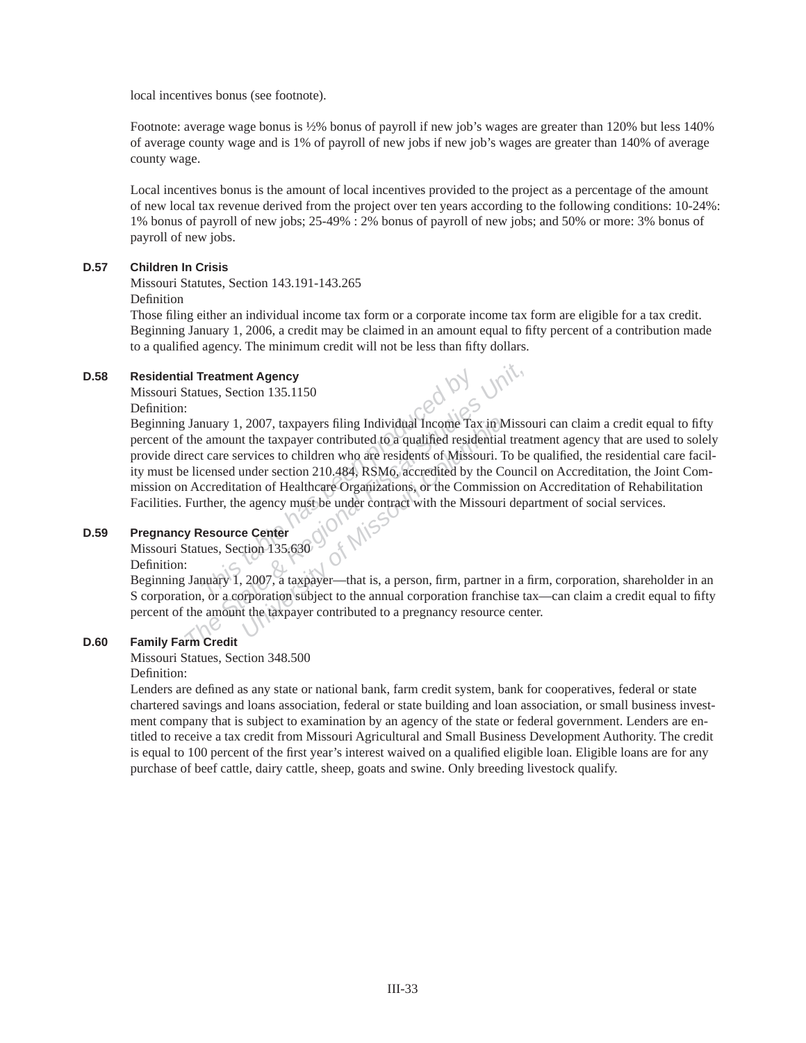local incentives bonus (see footnote).

Footnote: average wage bonus is ½% bonus of payroll if new job's wages are greater than 120% but less 140% of average county wage and is 1% of payroll of new jobs if new job's wages are greater than 140% of average county wage.

Local incentives bonus is the amount of local incentives provided to the project as a percentage of the amount of new local tax revenue derived from the project over ten years according to the following conditions: 10-24%: 1% bonus of payroll of new jobs; 25-49% : 2% bonus of payroll of new jobs; and 50% or more: 3% bonus of payroll of new jobs.

**D.57 Children In Crisis**

Missouri Statutes, Section 143.191-143.265

Definition

Those filing either an individual income tax form or a corporate income tax form are eligible for a tax credit. Beginning January 1, 2006, a credit may be claimed in an amount equal to fifty percent of a contribution made to a qualified agency. The minimum credit will not be less than fifty dollars.

**D.58 Residential Treatment Agency**

Missouri Statues, Section 135.1150

Definition:

Beginning January 1, 2007, taxpayers filing Individual Income Tax in Missouri can claim a credit equal to fifty percent of the amount the taxpayer contributed to a qualified residential treatment agency that are used to solely provide direct care services to children who are residents of Missouri. To be qualified, the residential care facility must be licensed under section 210.484, RSMo, accredited by the Council on Accreditation, the Joint Commission on Accreditation of Healthcare Organizations, or the Commission on Accreditation of Rehabilitation Facilities. Further, the agency must be under contract with the Missouri department of social services.

**D.59 Pregnancy Resource Center**

Missouri Statues, Section 135.630

Definition:

Beginning January 1, 2007, a taxpayer—that is, a person, firm, partner in a firm, corporation, shareholder in an S corporation, or a corporation subject to the annual corporation franchise tax—can claim a credit equal to fifty percent of the amount the taxpayer contributed to a pregnancy resource center.

**D.60 Family Farm Credit**

Missouri Statues, Section 348.500

Definition:

Lenders are defined as any state or national bank, farm credit system, bank for cooperatives, federal or state chartered savings and loans association, federal or state building and loan association, or small business investment company that is subject to examination by an agency of the state or federal government. Lenders are entitled to receive a tax credit from Missouri Agricultural and Small Business Development Authority. The credit is equal to 100 percent of the first year's interest waived on a qualified eligible loan. Eligible loans are for any purchase of beef cattle, dairy cattle, sheep, goats and swine. Only breeding livestock qualify.